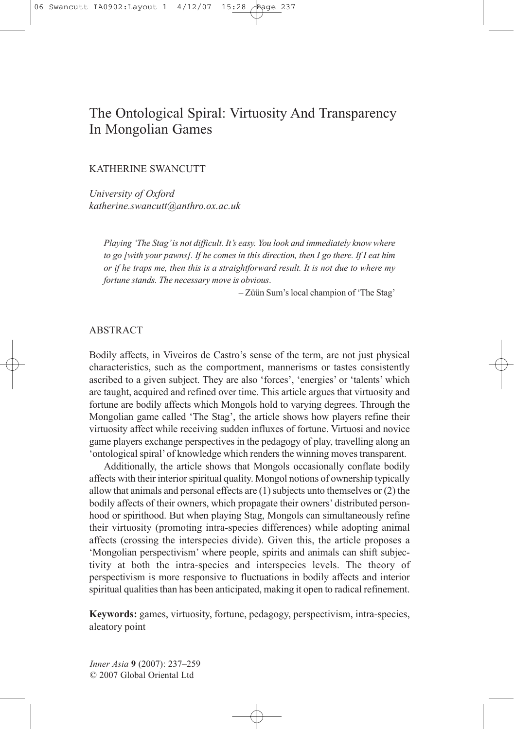# The Ontological Spiral: Virtuosity And Transparency In Mongolian Games

KATHERINE SWANCUTT

*University of Oxford*
*katherine.swancutt@anthro.ox.ac.uk*

> *Playing 'The Stag' is not difficult. It's easy. You look and immediately know where to go [with your pawns]. If he comes in this direction, then I go there. If I eat him or if he traps me, then this is a straightforward result. It is not due to where my fortune stands. The necessary move is obvious.*
>
> – Züün Sum's local champion of 'The Stag'

## ABSTRACT

Bodily affects, in Viveiros de Castro's sense of the term, are not just physical characteristics, such as the comportment, mannerisms or tastes consistently ascribed to a given subject. They are also 'forces', 'energies' or 'talents' which are taught, acquired and refined over time. This article argues that virtuosity and fortune are bodily affects which Mongols hold to varying degrees. Through the Mongolian game called 'The Stag', the article shows how players refine their virtuosity affect while receiving sudden influxes of fortune. Virtuosi and novice game players exchange perspectives in the pedagogy of play, travelling along an 'ontological spiral' of knowledge which renders the winning moves transparent.

Additionally, the article shows that Mongols occasionally conflate bodily affects with their interior spiritual quality. Mongol notions of ownership typically allow that animals and personal effects are (1) subjects unto themselves or (2) the bodily affects of their owners, which propagate their owners' distributed personhood or spirithood. But when playing Stag, Mongols can simultaneously refine their virtuosity (promoting intra-species differences) while adopting animal affects (crossing the interspecies divide). Given this, the article proposes a 'Mongolian perspectivism' where people, spirits and animals can shift subjectivity at both the intra-species and interspecies levels. The theory of perspectivism is more responsive to fluctuations in bodily affects and interior spiritual qualities than has been anticipated, making it open to radical refinement.

**Keywords:** games, virtuosity, fortune, pedagogy, perspectivism, intra-species, aleatory point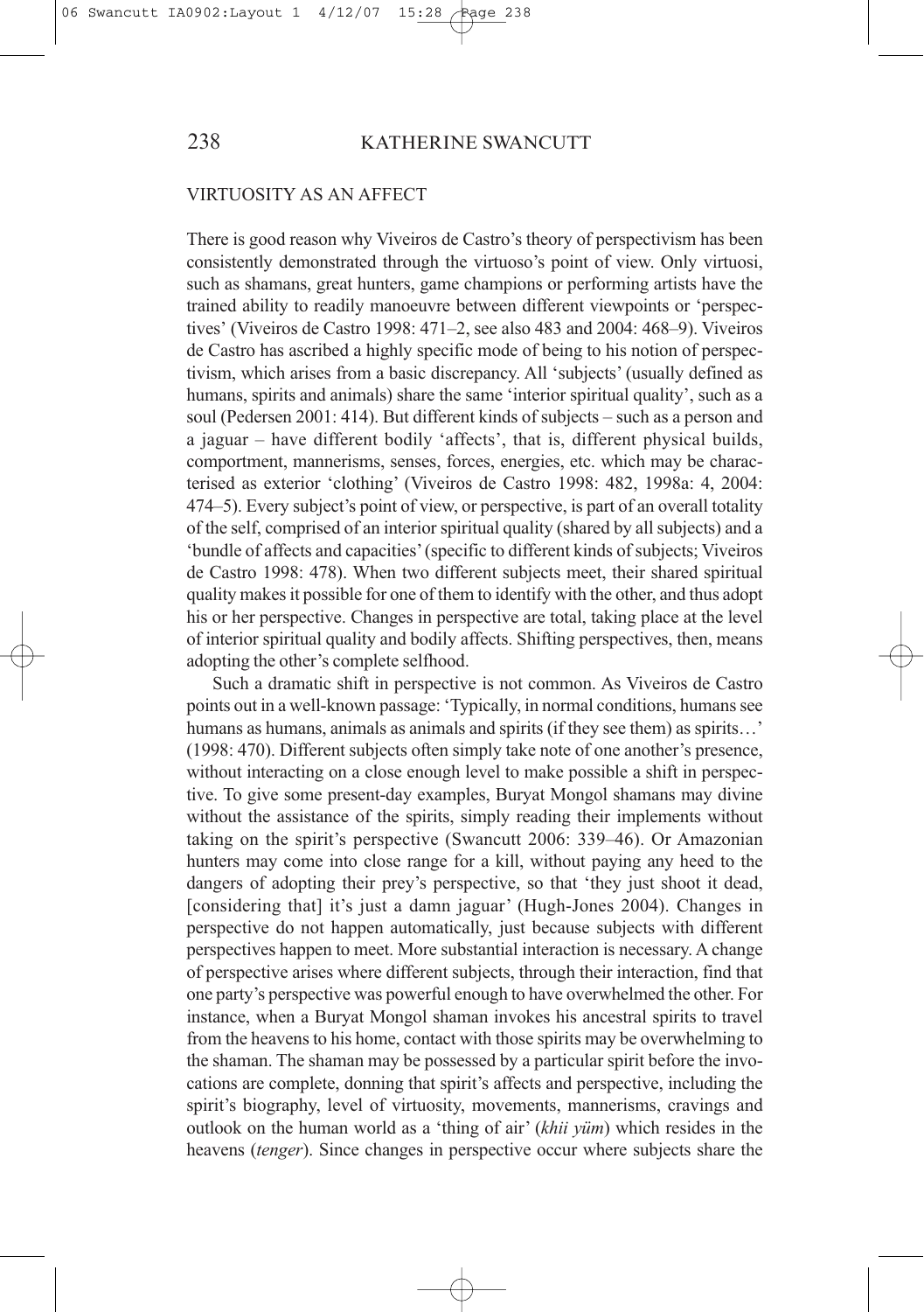## VIRTUOSITY AS AN AFFECT

There is good reason why Viveiros de Castro's theory of perspectivism has been consistently demonstrated through the virtuoso's point of view. Only virtuosi, such as shamans, great hunters, game champions or performing artists have the trained ability to readily manoeuvre between different viewpoints or 'perspectives' (Viveiros de Castro 1998: 471–2, see also 483 and 2004: 468–9). Viveiros de Castro has ascribed a highly specific mode of being to his notion of perspectivism, which arises from a basic discrepancy. All 'subjects' (usually defined as humans, spirits and animals) share the same 'interior spiritual quality', such as a soul (Pedersen 2001: 414). But different kinds of subjects – such as a person and a jaguar – have different bodily 'affects', that is, different physical builds, comportment, mannerisms, senses, forces, energies, etc. which may be characterised as exterior 'clothing' (Viveiros de Castro 1998: 482, 1998a: 4, 2004: 474–5). Every subject's point of view, or perspective, is part of an overall totality of the self, comprised of an interior spiritual quality (shared by all subjects) and a 'bundle of affects and capacities' (specific to different kinds of subjects; Viveiros de Castro 1998: 478). When two different subjects meet, their shared spiritual quality makes it possible for one of them to identify with the other, and thus adopt his or her perspective. Changes in perspective are total, taking place at the level of interior spiritual quality and bodily affects. Shifting perspectives, then, means adopting the other's complete selfhood.

Such a dramatic shift in perspective is not common. As Viveiros de Castro points out in a well-known passage: 'Typically, in normal conditions, humans see humans as humans, animals as animals and spirits (if they see them) as spirits…' (1998: 470). Different subjects often simply take note of one another's presence, without interacting on a close enough level to make possible a shift in perspective. To give some present-day examples, Buryat Mongol shamans may divine without the assistance of the spirits, simply reading their implements without taking on the spirit's perspective (Swancutt 2006: 339–46). Or Amazonian hunters may come into close range for a kill, without paying any heed to the dangers of adopting their prey's perspective, so that 'they just shoot it dead, [considering that] it's just a damn jaguar' (Hugh-Jones 2004). Changes in perspective do not happen automatically, just because subjects with different perspectives happen to meet. More substantial interaction is necessary. A change of perspective arises where different subjects, through their interaction, find that one party's perspective was powerful enough to have overwhelmed the other. For instance, when a Buryat Mongol shaman invokes his ancestral spirits to travel from the heavens to his home, contact with those spirits may be overwhelming to the shaman. The shaman may be possessed by a particular spirit before the invocations are complete, donning that spirit's affects and perspective, including the spirit's biography, level of virtuosity, movements, mannerisms, cravings and outlook on the human world as a 'thing of air' (*khii yüm*) which resides in the heavens (*tenger*). Since changes in perspective occur where subjects share the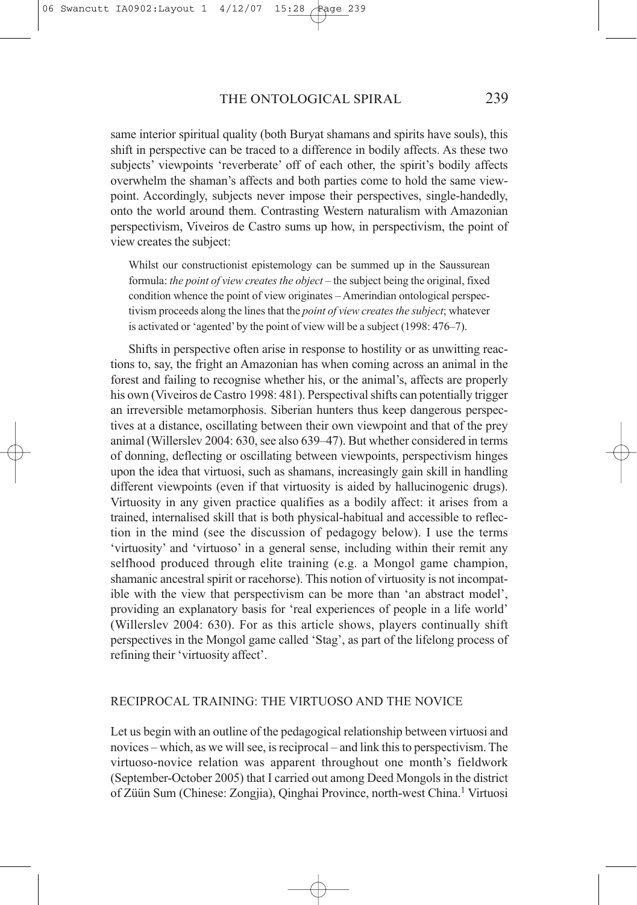same interior spiritual quality (both Buryat shamans and spirits have souls), this shift in perspective can be traced to a difference in bodily affects. As these two subjects' viewpoints 'reverberate' off of each other, the spirit's bodily affects overwhelm the shaman's affects and both parties come to hold the same viewpoint. Accordingly, subjects never impose their perspectives, single-handedly, onto the world around them. Contrasting Western naturalism with Amazonian perspectivism, Viveiros de Castro sums up how, in perspectivism, the point of view creates the subject:

> Whilst our constructionist epistemology can be summed up in the Saussurean formula: *the point of view creates the object* – the subject being the original, fixed condition whence the point of view originates – Amerindian ontological perspectivism proceeds along the lines that the *point of view creates the subject*; whatever is activated or 'agented' by the point of view will be a subject (1998: 476–7).

Shifts in perspective often arise in response to hostility or as unwitting reactions to, say, the fright an Amazonian has when coming across an animal in the forest and failing to recognise whether his, or the animal's, affects are properly his own (Viveiros de Castro 1998: 481). Perspectival shifts can potentially trigger an irreversible metamorphosis. Siberian hunters thus keep dangerous perspectives at a distance, oscillating between their own viewpoint and that of the prey animal (Willerslev 2004: 630, see also 639–47). But whether considered in terms of donning, deflecting or oscillating between viewpoints, perspectivism hinges upon the idea that virtuosi, such as shamans, increasingly gain skill in handling different viewpoints (even if that virtuosity is aided by hallucinogenic drugs). Virtuosity in any given practice qualifies as a bodily affect: it arises from a trained, internalised skill that is both physical-habitual and accessible to reflection in the mind (see the discussion of pedagogy below). I use the terms 'virtuosity' and 'virtuoso' in a general sense, including within their remit any selfhood produced through elite training (e.g. a Mongol game champion, shamanic ancestral spirit or racehorse). This notion of virtuosity is not incompatible with the view that perspectivism can be more than 'an abstract model', providing an explanatory basis for 'real experiences of people in a life world' (Willerslev 2004: 630). For as this article shows, players continually shift perspectives in the Mongol game called 'Stag', as part of the lifelong process of refining their 'virtuosity affect'.

## RECIPROCAL TRAINING: THE VIRTUOSO AND THE NOVICE

Let us begin with an outline of the pedagogical relationship between virtuosi and novices – which, as we will see, is reciprocal – and link this to perspectivism. The virtuoso-novice relation was apparent throughout one month's fieldwork (September-October 2005) that I carried out among Deed Mongols in the district of Züün Sum (Chinese: Zongjia), Qinghai Province, north-west China.[1] Virtuosi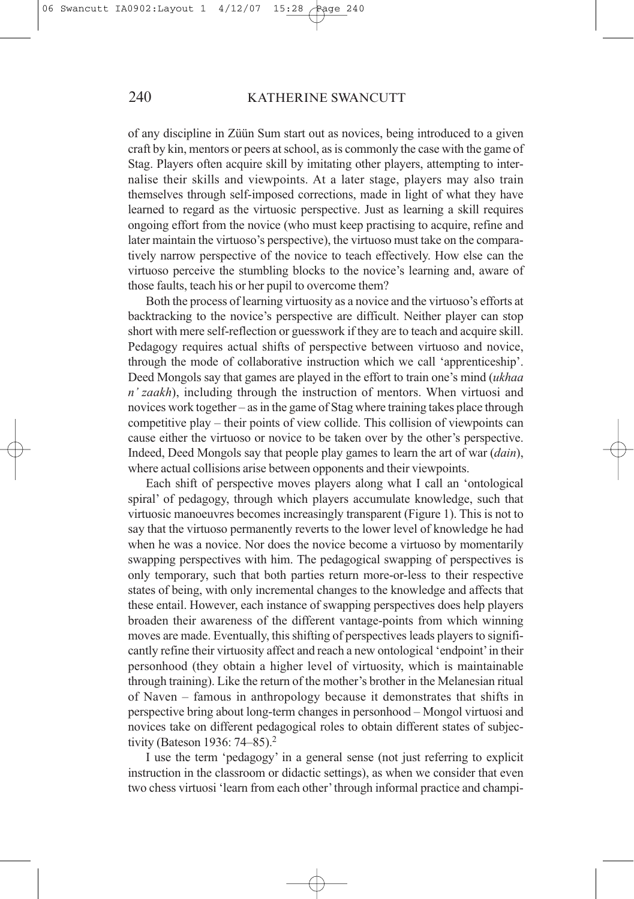of any discipline in Züün Sum start out as novices, being introduced to a given craft by kin, mentors or peers at school, as is commonly the case with the game of Stag. Players often acquire skill by imitating other players, attempting to internalise their skills and viewpoints. At a later stage, players may also train themselves through self-imposed corrections, made in light of what they have learned to regard as the virtuosic perspective. Just as learning a skill requires ongoing effort from the novice (who must keep practising to acquire, refine and later maintain the virtuoso's perspective), the virtuoso must take on the comparatively narrow perspective of the novice to teach effectively. How else can the virtuoso perceive the stumbling blocks to the novice's learning and, aware of those faults, teach his or her pupil to overcome them?

Both the process of learning virtuosity as a novice and the virtuoso's efforts at backtracking to the novice's perspective are difficult. Neither player can stop short with mere self-reflection or guesswork if they are to teach and acquire skill. Pedagogy requires actual shifts of perspective between virtuoso and novice, through the mode of collaborative instruction which we call 'apprenticeship'. Deed Mongols say that games are played in the effort to train one's mind (*ukhaa n' zaakh*), including through the instruction of mentors. When virtuosi and novices work together – as in the game of Stag where training takes place through competitive play – their points of view collide. This collision of viewpoints can cause either the virtuoso or novice to be taken over by the other's perspective. Indeed, Deed Mongols say that people play games to learn the art of war (*dain*), where actual collisions arise between opponents and their viewpoints.

Each shift of perspective moves players along what I call an 'ontological spiral' of pedagogy, through which players accumulate knowledge, such that virtuosic manoeuvres becomes increasingly transparent (Figure 1). This is not to say that the virtuoso permanently reverts to the lower level of knowledge he had when he was a novice. Nor does the novice become a virtuoso by momentarily swapping perspectives with him. The pedagogical swapping of perspectives is only temporary, such that both parties return more-or-less to their respective states of being, with only incremental changes to the knowledge and affects that these entail. However, each instance of swapping perspectives does help players broaden their awareness of the different vantage-points from which winning moves are made. Eventually, this shifting of perspectives leads players to significantly refine their virtuosity affect and reach a new ontological 'endpoint' in their personhood (they obtain a higher level of virtuosity, which is maintainable through training). Like the return of the mother's brother in the Melanesian ritual of Naven – famous in anthropology because it demonstrates that shifts in perspective bring about long-term changes in personhood – Mongol virtuosi and novices take on different pedagogical roles to obtain different states of subjectivity (Bateson 1936: 74–85).[2]

I use the term 'pedagogy' in a general sense (not just referring to explicit instruction in the classroom or didactic settings), as when we consider that even two chess virtuosi 'learn from each other' through informal practice and champi-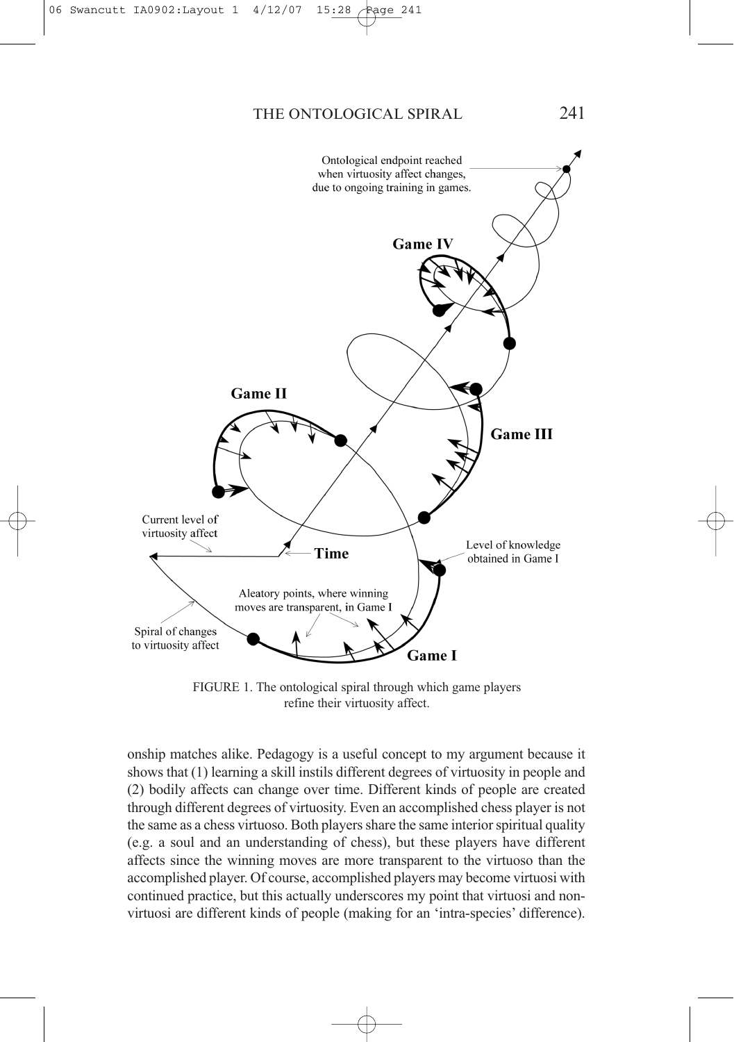FIGURE 1. The ontological spiral through which game players refine their virtuosity affect.

onship matches alike. Pedagogy is a useful concept to my argument because it shows that (1) learning a skill instils different degrees of virtuosity in people and (2) bodily affects can change over time. Different kinds of people are created through different degrees of virtuosity. Even an accomplished chess player is not the same as a chess virtuoso. Both players share the same interior spiritual quality (e.g. a soul and an understanding of chess), but these players have different affects since the winning moves are more transparent to the virtuoso than the accomplished player. Of course, accomplished players may become virtuosi with continued practice, but this actually underscores my point that virtuosi and non-virtuosi are different kinds of people (making for an 'intra-species' difference).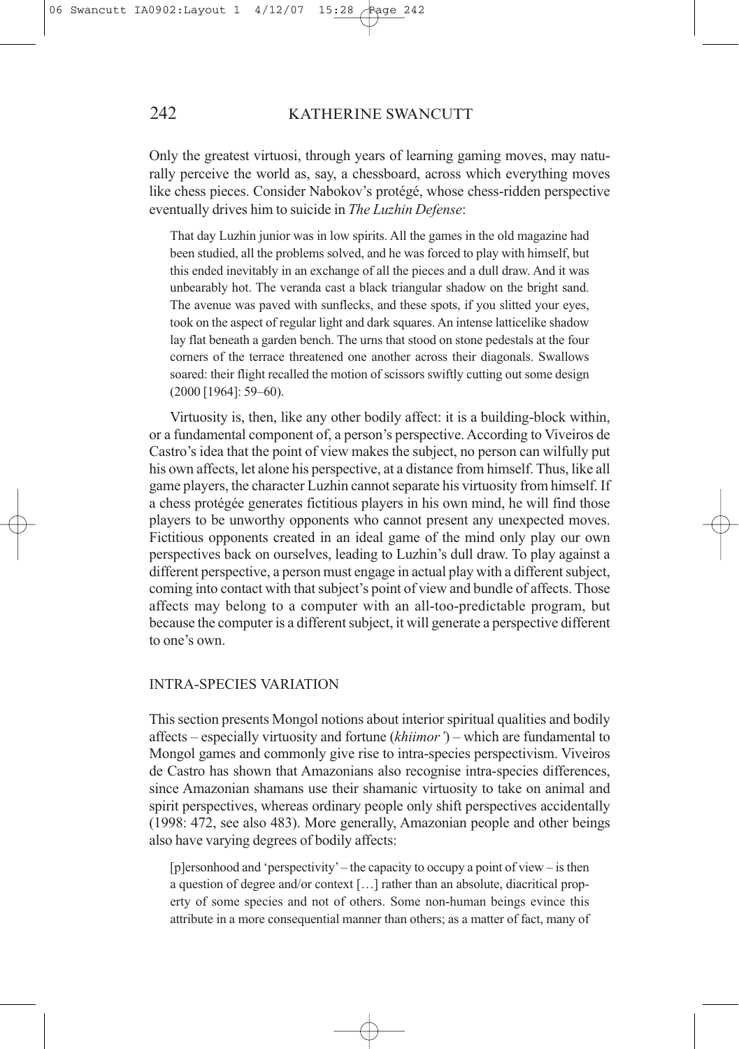Only the greatest virtuosi, through years of learning gaming moves, may naturally perceive the world as, say, a chessboard, across which everything moves like chess pieces. Consider Nabokov's protégé, whose chess-ridden perspective eventually drives him to suicide in *The Luzhin Defense*:

> That day Luzhin junior was in low spirits. All the games in the old magazine had been studied, all the problems solved, and he was forced to play with himself, but this ended inevitably in an exchange of all the pieces and a dull draw. And it was unbearably hot. The veranda cast a black triangular shadow on the bright sand. The avenue was paved with sunflecks, and these spots, if you slitted your eyes, took on the aspect of regular light and dark squares. An intense latticelike shadow lay flat beneath a garden bench. The urns that stood on stone pedestals at the four corners of the terrace threatened one another across their diagonals. Swallows soared: their flight recalled the motion of scissors swiftly cutting out some design (2000 [1964]: 59–60).

Virtuosity is, then, like any other bodily affect: it is a building-block within, or a fundamental component of, a person's perspective. According to Viveiros de Castro's idea that the point of view makes the subject, no person can wilfully put his own affects, let alone his perspective, at a distance from himself. Thus, like all game players, the character Luzhin cannot separate his virtuosity from himself. If a chess protégée generates fictitious players in his own mind, he will find those players to be unworthy opponents who cannot present any unexpected moves. Fictitious opponents created in an ideal game of the mind only play our own perspectives back on ourselves, leading to Luzhin's dull draw. To play against a different perspective, a person must engage in actual play with a different subject, coming into contact with that subject's point of view and bundle of affects. Those affects may belong to a computer with an all-too-predictable program, but because the computer is a different subject, it will generate a perspective different to one's own.

## INTRA-SPECIES VARIATION

This section presents Mongol notions about interior spiritual qualities and bodily affects – especially virtuosity and fortune (*khiimor'*) – which are fundamental to Mongol games and commonly give rise to intra-species perspectivism. Viveiros de Castro has shown that Amazonians also recognise intra-species differences, since Amazonian shamans use their shamanic virtuosity to take on animal and spirit perspectives, whereas ordinary people only shift perspectives accidentally (1998: 472, see also 483). More generally, Amazonian people and other beings also have varying degrees of bodily affects:

> [p]ersonhood and 'perspectivity' – the capacity to occupy a point of view – is then a question of degree and/or context […] rather than an absolute, diacritical property of some species and not of others. Some non-human beings evince this attribute in a more consequential manner than others; as a matter of fact, many of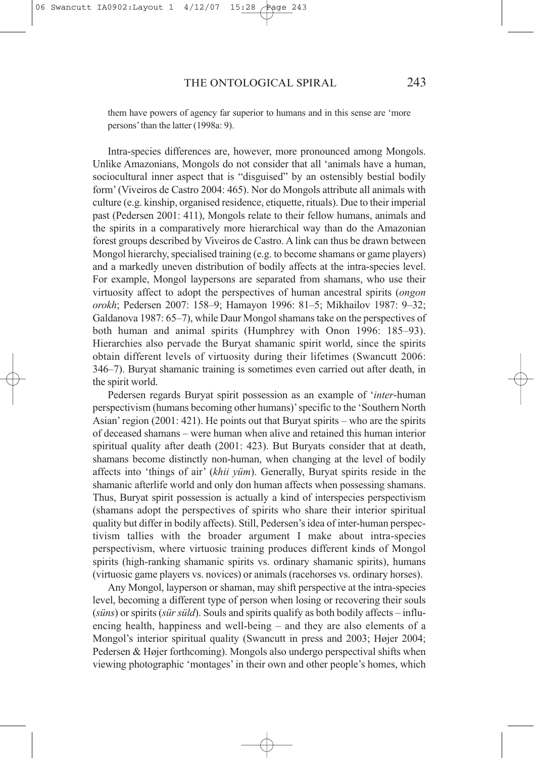them have powers of agency far superior to humans and in this sense are 'more persons' than the latter (1998a: 9).

Intra-species differences are, however, more pronounced among Mongols. Unlike Amazonians, Mongols do not consider that all 'animals have a human, sociocultural inner aspect that is "disguised" by an ostensibly bestial bodily form' (Viveiros de Castro 2004: 465). Nor do Mongols attribute all animals with culture (e.g. kinship, organised residence, etiquette, rituals). Due to their imperial past (Pedersen 2001: 411), Mongols relate to their fellow humans, animals and the spirits in a comparatively more hierarchical way than do the Amazonian forest groups described by Viveiros de Castro. A link can thus be drawn between Mongol hierarchy, specialised training (e.g. to become shamans or game players) and a markedly uneven distribution of bodily affects at the intra-species level. For example, Mongol laypersons are separated from shamans, who use their virtuosity affect to adopt the perspectives of human ancestral spirits (*ongon orokh*; Pedersen 2007: 158–9; Hamayon 1996: 81–5; Mikhailov 1987: 9–32; Galdanova 1987: 65–7), while Daur Mongol shamans take on the perspectives of both human and animal spirits (Humphrey with Onon 1996: 185–93). Hierarchies also pervade the Buryat shamanic spirit world, since the spirits obtain different levels of virtuosity during their lifetimes (Swancutt 2006: 346–7). Buryat shamanic training is sometimes even carried out after death, in the spirit world.

Pedersen regards Buryat spirit possession as an example of '*inter*-human perspectivism (humans becoming other humans)' specific to the 'Southern North Asian' region (2001: 421). He points out that Buryat spirits – who are the spirits of deceased shamans – were human when alive and retained this human interior spiritual quality after death (2001: 423). But Buryats consider that at death, shamans become distinctly non-human, when changing at the level of bodily affects into 'things of air' (*khii yüm*). Generally, Buryat spirits reside in the shamanic afterlife world and only don human affects when possessing shamans. Thus, Buryat spirit possession is actually a kind of interspecies perspectivism (shamans adopt the perspectives of spirits who share their interior spiritual quality but differ in bodily affects). Still, Pedersen's idea of inter-human perspectivism tallies with the broader argument I make about intra-species perspectivism, where virtuosic training produces different kinds of Mongol spirits (high-ranking shamanic spirits vs. ordinary shamanic spirits), humans (virtuosic game players vs. novices) or animals (racehorses vs. ordinary horses).

Any Mongol, layperson or shaman, may shift perspective at the intra-species level, becoming a different type of person when losing or recovering their souls (*süns*) or spirits (*sür süld*). Souls and spirits qualify as both bodily affects – influencing health, happiness and well-being – and they are also elements of a Mongol's interior spiritual quality (Swancutt in press and 2003; Højer 2004; Pedersen & Højer forthcoming). Mongols also undergo perspectival shifts when viewing photographic 'montages' in their own and other people's homes, which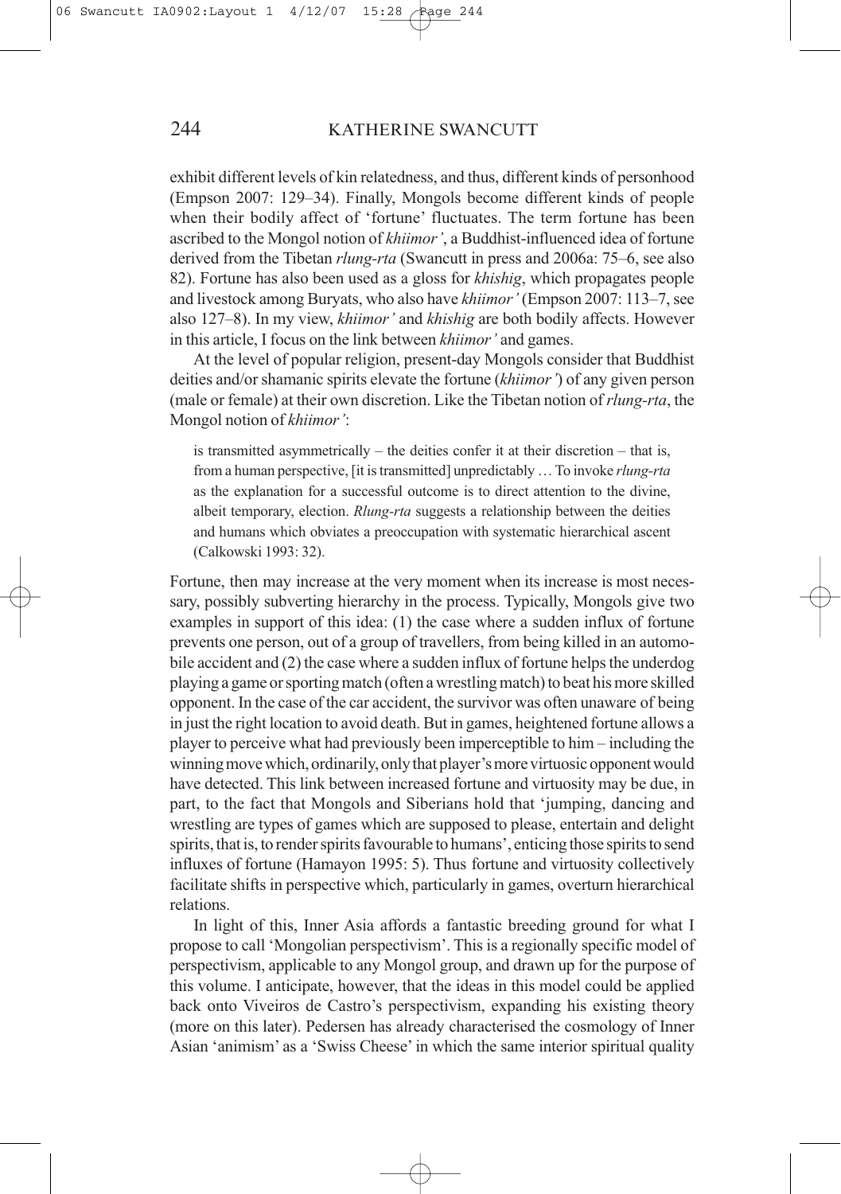exhibit different levels of kin relatedness, and thus, different kinds of personhood (Empson 2007: 129–34). Finally, Mongols become different kinds of people when their bodily affect of 'fortune' fluctuates. The term fortune has been ascribed to the Mongol notion of *khiimor'*, a Buddhist-influenced idea of fortune derived from the Tibetan *rlung-rta* (Swancutt in press and 2006a: 75–6, see also 82). Fortune has also been used as a gloss for *khishig*, which propagates people and livestock among Buryats, who also have *khiimor'* (Empson 2007: 113–7, see also 127–8). In my view, *khiimor'* and *khishig* are both bodily affects. However in this article, I focus on the link between *khiimor'* and games.

At the level of popular religion, present-day Mongols consider that Buddhist deities and/or shamanic spirits elevate the fortune (*khiimor'*) of any given person (male or female) at their own discretion. Like the Tibetan notion of *rlung-rta*, the Mongol notion of *khiimor'*:

> is transmitted asymmetrically – the deities confer it at their discretion – that is, from a human perspective, [it is transmitted] unpredictably … To invoke *rlung-rta* as the explanation for a successful outcome is to direct attention to the divine, albeit temporary, election. *Rlung-rta* suggests a relationship between the deities and humans which obviates a preoccupation with systematic hierarchical ascent (Calkowski 1993: 32).

Fortune, then may increase at the very moment when its increase is most necessary, possibly subverting hierarchy in the process. Typically, Mongols give two examples in support of this idea: (1) the case where a sudden influx of fortune prevents one person, out of a group of travellers, from being killed in an automobile accident and (2) the case where a sudden influx of fortune helps the underdog playing a game or sporting match (often a wrestling match) to beat his more skilled opponent. In the case of the car accident, the survivor was often unaware of being in just the right location to avoid death. But in games, heightened fortune allows a player to perceive what had previously been imperceptible to him – including the winning move which, ordinarily, only that player's more virtuosic opponent would have detected. This link between increased fortune and virtuosity may be due, in part, to the fact that Mongols and Siberians hold that 'jumping, dancing and wrestling are types of games which are supposed to please, entertain and delight spirits, that is, to render spirits favourable to humans', enticing those spirits to send influxes of fortune (Hamayon 1995: 5). Thus fortune and virtuosity collectively facilitate shifts in perspective which, particularly in games, overturn hierarchical relations.

In light of this, Inner Asia affords a fantastic breeding ground for what I propose to call 'Mongolian perspectivism'. This is a regionally specific model of perspectivism, applicable to any Mongol group, and drawn up for the purpose of this volume. I anticipate, however, that the ideas in this model could be applied back onto Viveiros de Castro's perspectivism, expanding his existing theory (more on this later). Pedersen has already characterised the cosmology of Inner Asian 'animism' as a 'Swiss Cheese' in which the same interior spiritual quality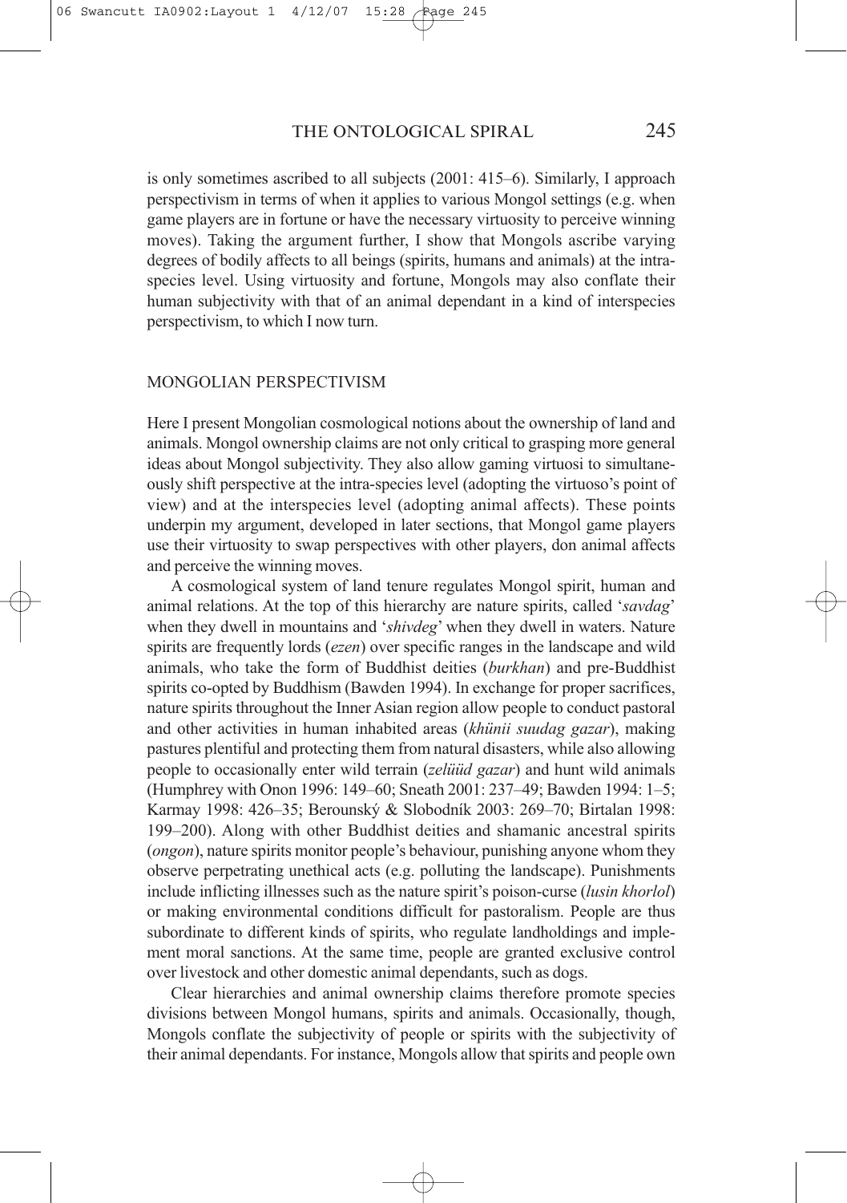is only sometimes ascribed to all subjects (2001: 415–6). Similarly, I approach perspectivism in terms of when it applies to various Mongol settings (e.g. when game players are in fortune or have the necessary virtuosity to perceive winning moves). Taking the argument further, I show that Mongols ascribe varying degrees of bodily affects to all beings (spirits, humans and animals) at the intra-species level. Using virtuosity and fortune, Mongols may also conflate their human subjectivity with that of an animal dependant in a kind of interspecies perspectivism, to which I now turn.

## MONGOLIAN PERSPECTIVISM

Here I present Mongolian cosmological notions about the ownership of land and animals. Mongol ownership claims are not only critical to grasping more general ideas about Mongol subjectivity. They also allow gaming virtuosi to simultaneously shift perspective at the intra-species level (adopting the virtuoso's point of view) and at the interspecies level (adopting animal affects). These points underpin my argument, developed in later sections, that Mongol game players use their virtuosity to swap perspectives with other players, don animal affects and perceive the winning moves.

A cosmological system of land tenure regulates Mongol spirit, human and animal relations. At the top of this hierarchy are nature spirits, called '*savdag*' when they dwell in mountains and '*shivdeg*' when they dwell in waters. Nature spirits are frequently lords (*ezen*) over specific ranges in the landscape and wild animals, who take the form of Buddhist deities (*burkhan*) and pre-Buddhist spirits co-opted by Buddhism (Bawden 1994). In exchange for proper sacrifices, nature spirits throughout the Inner Asian region allow people to conduct pastoral and other activities in human inhabited areas (*khünii suudag gazar*), making pastures plentiful and protecting them from natural disasters, while also allowing people to occasionally enter wild terrain (*zelüüd gazar*) and hunt wild animals (Humphrey with Onon 1996: 149–60; Sneath 2001: 237–49; Bawden 1994: 1–5; Karmay 1998: 426–35; Berounský & Slobodník 2003: 269–70; Birtalan 1998: 199–200). Along with other Buddhist deities and shamanic ancestral spirits (*ongon*), nature spirits monitor people's behaviour, punishing anyone whom they observe perpetrating unethical acts (e.g. polluting the landscape). Punishments include inflicting illnesses such as the nature spirit's poison-curse (*lusin khorlol*) or making environmental conditions difficult for pastoralism. People are thus subordinate to different kinds of spirits, who regulate landholdings and implement moral sanctions. At the same time, people are granted exclusive control over livestock and other domestic animal dependants, such as dogs.

Clear hierarchies and animal ownership claims therefore promote species divisions between Mongol humans, spirits and animals. Occasionally, though, Mongols conflate the subjectivity of people or spirits with the subjectivity of their animal dependants. For instance, Mongols allow that spirits and people own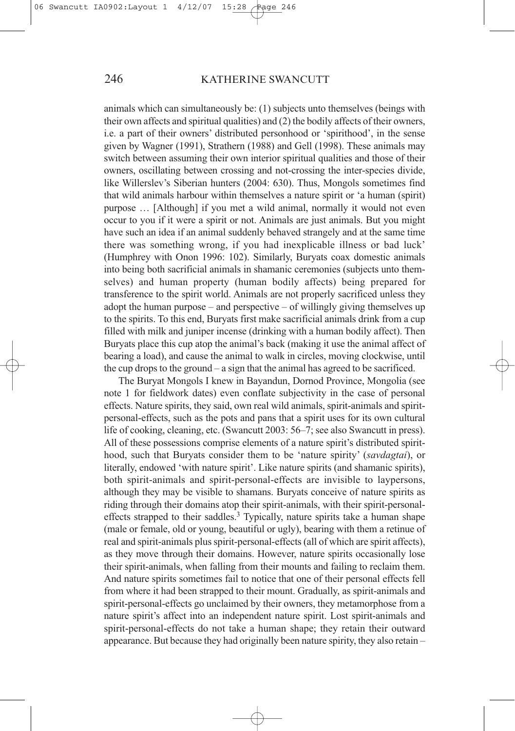animals which can simultaneously be: (1) subjects unto themselves (beings with their own affects and spiritual qualities) and (2) the bodily affects of their owners, i.e. a part of their owners' distributed personhood or 'spirithood', in the sense given by Wagner (1991), Strathern (1988) and Gell (1998). These animals may switch between assuming their own interior spiritual qualities and those of their owners, oscillating between crossing and not-crossing the inter-species divide, like Willerslev's Siberian hunters (2004: 630). Thus, Mongols sometimes find that wild animals harbour within themselves a nature spirit or 'a human (spirit) purpose … [Although] if you met a wild animal, normally it would not even occur to you if it were a spirit or not. Animals are just animals. But you might have such an idea if an animal suddenly behaved strangely and at the same time there was something wrong, if you had inexplicable illness or bad luck' (Humphrey with Onon 1996: 102). Similarly, Buryats coax domestic animals into being both sacrificial animals in shamanic ceremonies (subjects unto themselves) and human property (human bodily affects) being prepared for transference to the spirit world. Animals are not properly sacrificed unless they adopt the human purpose – and perspective – of willingly giving themselves up to the spirits. To this end, Buryats first make sacrificial animals drink from a cup filled with milk and juniper incense (drinking with a human bodily affect). Then Buryats place this cup atop the animal's back (making it use the animal affect of bearing a load), and cause the animal to walk in circles, moving clockwise, until the cup drops to the ground – a sign that the animal has agreed to be sacrificed.

The Buryat Mongols I knew in Bayandun, Dornod Province, Mongolia (see note 1 for fieldwork dates) even conflate subjectivity in the case of personal effects. Nature spirits, they said, own real wild animals, spirit-animals and spirit-personal-effects, such as the pots and pans that a spirit uses for its own cultural life of cooking, cleaning, etc. (Swancutt 2003: 56–7; see also Swancutt in press). All of these possessions comprise elements of a nature spirit's distributed spirithood, such that Buryats consider them to be 'nature spirity' (*savdagtai*), or literally, endowed 'with nature spirit'. Like nature spirits (and shamanic spirits), both spirit-animals and spirit-personal-effects are invisible to laypersons, although they may be visible to shamans. Buryats conceive of nature spirits as riding through their domains atop their spirit-animals, with their spirit-personal-effects strapped to their saddles.[3] Typically, nature spirits take a human shape (male or female, old or young, beautiful or ugly), bearing with them a retinue of real and spirit-animals plus spirit-personal-effects (all of which are spirit affects), as they move through their domains. However, nature spirits occasionally lose their spirit-animals, when falling from their mounts and failing to reclaim them. And nature spirits sometimes fail to notice that one of their personal effects fell from where it had been strapped to their mount. Gradually, as spirit-animals and spirit-personal-effects go unclaimed by their owners, they metamorphose from a nature spirit's affect into an independent nature spirit. Lost spirit-animals and spirit-personal-effects do not take a human shape; they retain their outward appearance. But because they had originally been nature spirity, they also retain –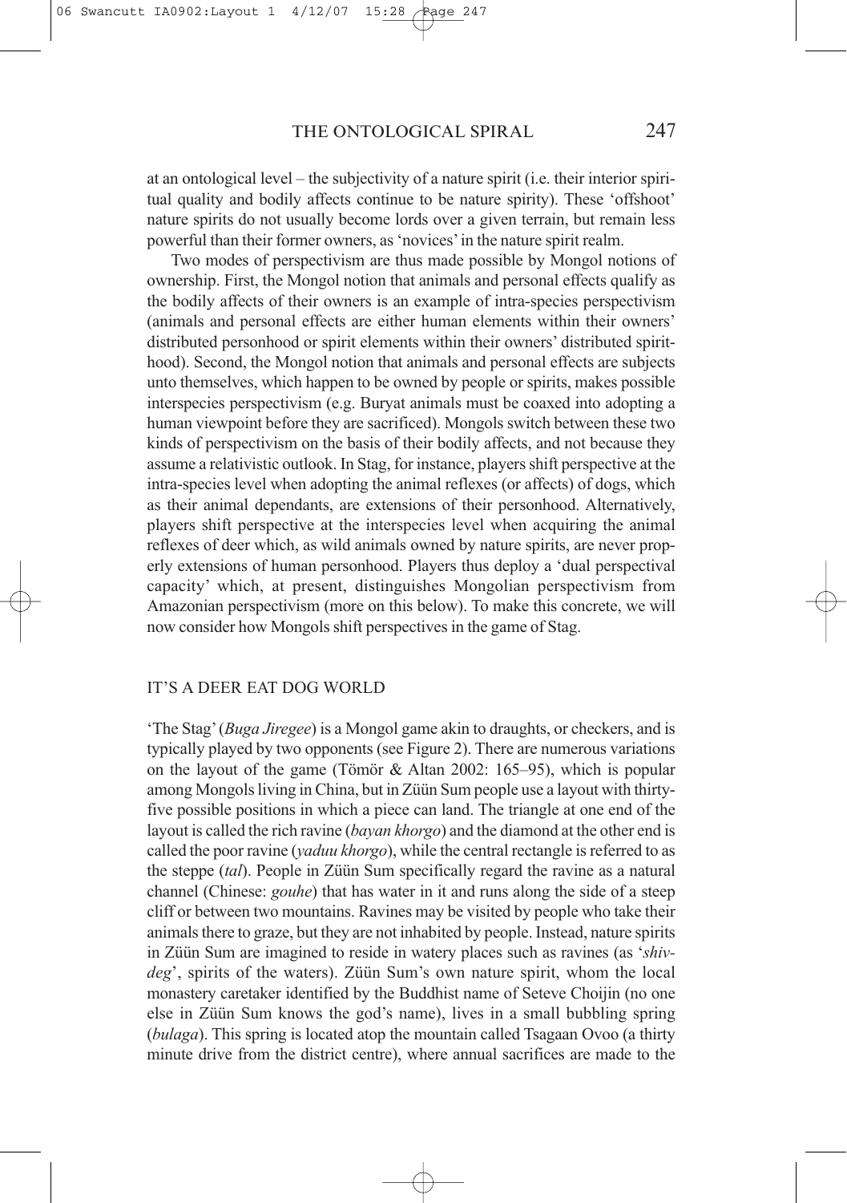at an ontological level – the subjectivity of a nature spirit (i.e. their interior spiritual quality and bodily affects continue to be nature spirity). These 'offshoot' nature spirits do not usually become lords over a given terrain, but remain less powerful than their former owners, as 'novices' in the nature spirit realm.

Two modes of perspectivism are thus made possible by Mongol notions of ownership. First, the Mongol notion that animals and personal effects qualify as the bodily affects of their owners is an example of intra-species perspectivism (animals and personal effects are either human elements within their owners' distributed personhood or spirit elements within their owners' distributed spirithood). Second, the Mongol notion that animals and personal effects are subjects unto themselves, which happen to be owned by people or spirits, makes possible interspecies perspectivism (e.g. Buryat animals must be coaxed into adopting a human viewpoint before they are sacrificed). Mongols switch between these two kinds of perspectivism on the basis of their bodily affects, and not because they assume a relativistic outlook. In Stag, for instance, players shift perspective at the intra-species level when adopting the animal reflexes (or affects) of dogs, which as their animal dependants, are extensions of their personhood. Alternatively, players shift perspective at the interspecies level when acquiring the animal reflexes of deer which, as wild animals owned by nature spirits, are never properly extensions of human personhood. Players thus deploy a 'dual perspectival capacity' which, at present, distinguishes Mongolian perspectivism from Amazonian perspectivism (more on this below). To make this concrete, we will now consider how Mongols shift perspectives in the game of Stag.

## IT'S A DEER EAT DOG WORLD

'The Stag' (*Buga Jiregee*) is a Mongol game akin to draughts, or checkers, and is typically played by two opponents (see Figure 2). There are numerous variations on the layout of the game (Tömör & Altan 2002: 165–95), which is popular among Mongols living in China, but in Züün Sum people use a layout with thirty-five possible positions in which a piece can land. The triangle at one end of the layout is called the rich ravine (*bayan khorgo*) and the diamond at the other end is called the poor ravine (*yaduu khorgo*), while the central rectangle is referred to as the steppe (*tal*). People in Züün Sum specifically regard the ravine as a natural channel (Chinese: *gouhe*) that has water in it and runs along the side of a steep cliff or between two mountains. Ravines may be visited by people who take their animals there to graze, but they are not inhabited by people. Instead, nature spirits in Züün Sum are imagined to reside in watery places such as ravines (as '*shivdeg*', spirits of the waters). Züün Sum's own nature spirit, whom the local monastery caretaker identified by the Buddhist name of Seteve Choijin (no one else in Züün Sum knows the god's name), lives in a small bubbling spring (*bulaga*). This spring is located atop the mountain called Tsagaan Ovoo (a thirty minute drive from the district centre), where annual sacrifices are made to the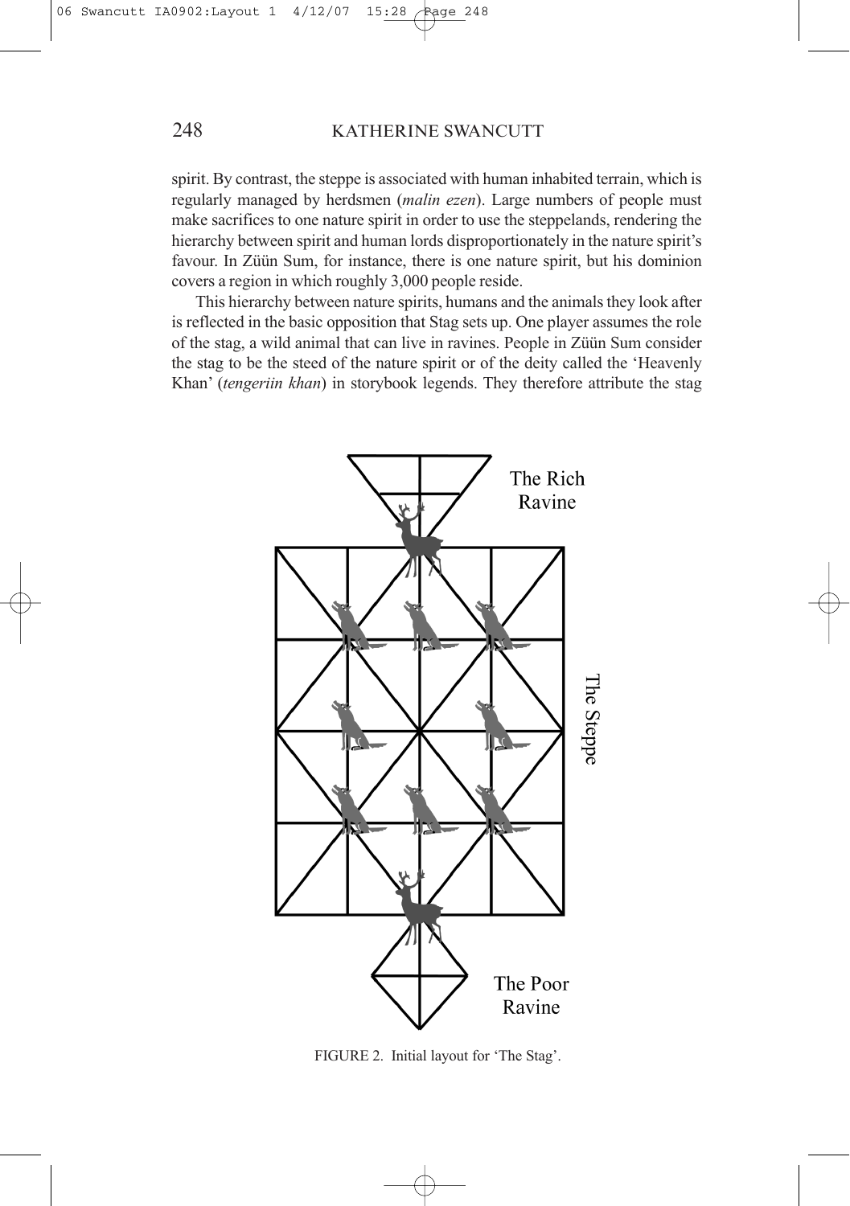spirit. By contrast, the steppe is associated with human inhabited terrain, which is regularly managed by herdsmen (*malin ezen*). Large numbers of people must make sacrifices to one nature spirit in order to use the steppelands, rendering the hierarchy between spirit and human lords disproportionately in the nature spirit's favour. In Züün Sum, for instance, there is one nature spirit, but his dominion covers a region in which roughly 3,000 people reside.

This hierarchy between nature spirits, humans and the animals they look after is reflected in the basic opposition that Stag sets up. One player assumes the role of the stag, a wild animal that can live in ravines. People in Züün Sum consider the stag to be the steed of the nature spirit or of the deity called the 'Heavenly Khan' (*tengeriin khan*) in storybook legends. They therefore attribute the stag

FIGURE 2. Initial layout for 'The Stag'.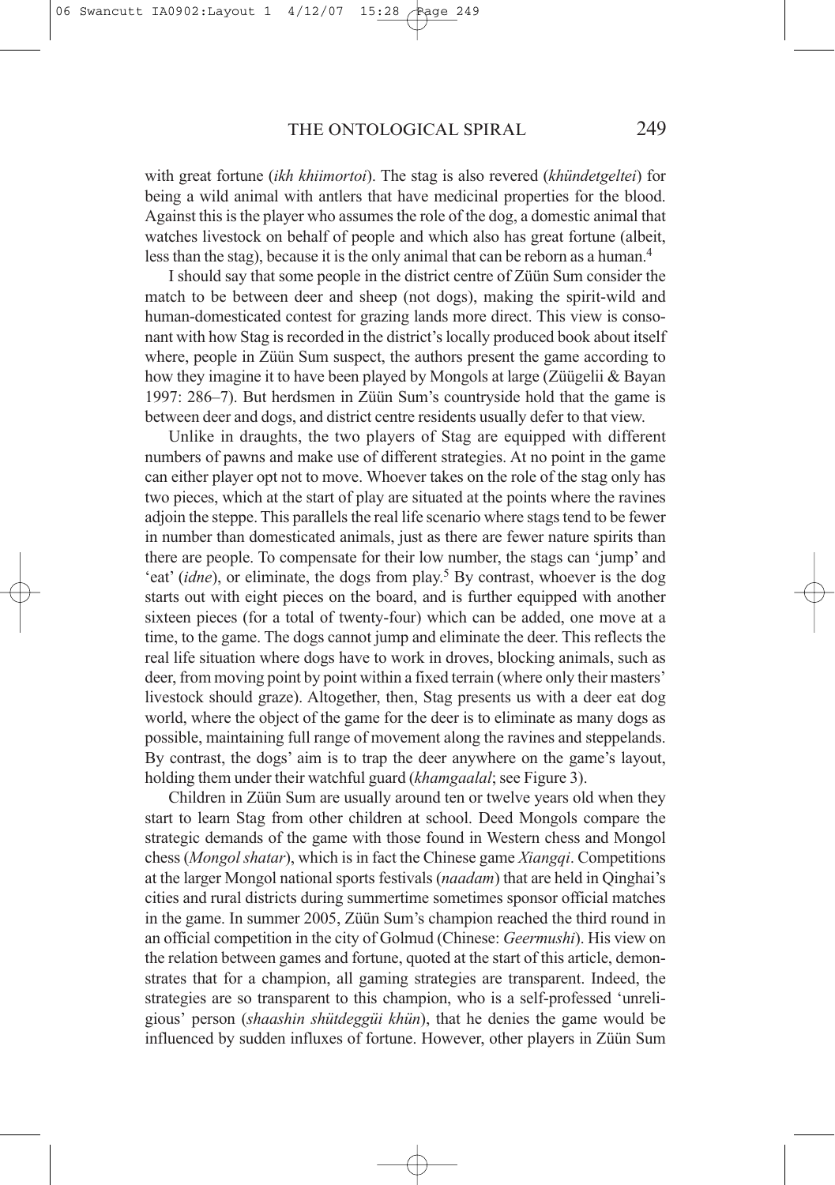with great fortune (*ikh khiimortoi*). The stag is also revered (*khündetgeltei*) for being a wild animal with antlers that have medicinal properties for the blood. Against this is the player who assumes the role of the dog, a domestic animal that watches livestock on behalf of people and which also has great fortune (albeit, less than the stag), because it is the only animal that can be reborn as a human.[4]

I should say that some people in the district centre of Züün Sum consider the match to be between deer and sheep (not dogs), making the spirit-wild and human-domesticated contest for grazing lands more direct. This view is consonant with how Stag is recorded in the district's locally produced book about itself where, people in Züün Sum suspect, the authors present the game according to how they imagine it to have been played by Mongols at large (Züügelii & Bayan 1997: 286–7). But herdsmen in Züün Sum's countryside hold that the game is between deer and dogs, and district centre residents usually defer to that view.

Unlike in draughts, the two players of Stag are equipped with different numbers of pawns and make use of different strategies. At no point in the game can either player opt not to move. Whoever takes on the role of the stag only has two pieces, which at the start of play are situated at the points where the ravines adjoin the steppe. This parallels the real life scenario where stags tend to be fewer in number than domesticated animals, just as there are fewer nature spirits than there are people. To compensate for their low number, the stags can 'jump' and 'eat' (*idne*), or eliminate, the dogs from play.[5] By contrast, whoever is the dog starts out with eight pieces on the board, and is further equipped with another sixteen pieces (for a total of twenty-four) which can be added, one move at a time, to the game. The dogs cannot jump and eliminate the deer. This reflects the real life situation where dogs have to work in droves, blocking animals, such as deer, from moving point by point within a fixed terrain (where only their masters' livestock should graze). Altogether, then, Stag presents us with a deer eat dog world, where the object of the game for the deer is to eliminate as many dogs as possible, maintaining full range of movement along the ravines and steppelands. By contrast, the dogs' aim is to trap the deer anywhere on the game's layout, holding them under their watchful guard (*khamgaalal*; see Figure 3).

Children in Züün Sum are usually around ten or twelve years old when they start to learn Stag from other children at school. Deed Mongols compare the strategic demands of the game with those found in Western chess and Mongol chess (*Mongol shatar*), which is in fact the Chinese game *Xiangqi*. Competitions at the larger Mongol national sports festivals (*naadam*) that are held in Qinghai's cities and rural districts during summertime sometimes sponsor official matches in the game. In summer 2005, Züün Sum's champion reached the third round in an official competition in the city of Golmud (Chinese: *Geermushi*). His view on the relation between games and fortune, quoted at the start of this article, demonstrates that for a champion, all gaming strategies are transparent. Indeed, the strategies are so transparent to this champion, who is a self-professed 'unreligious' person (*shaashin shütdeggüi khün*), that he denies the game would be influenced by sudden influxes of fortune. However, other players in Züün Sum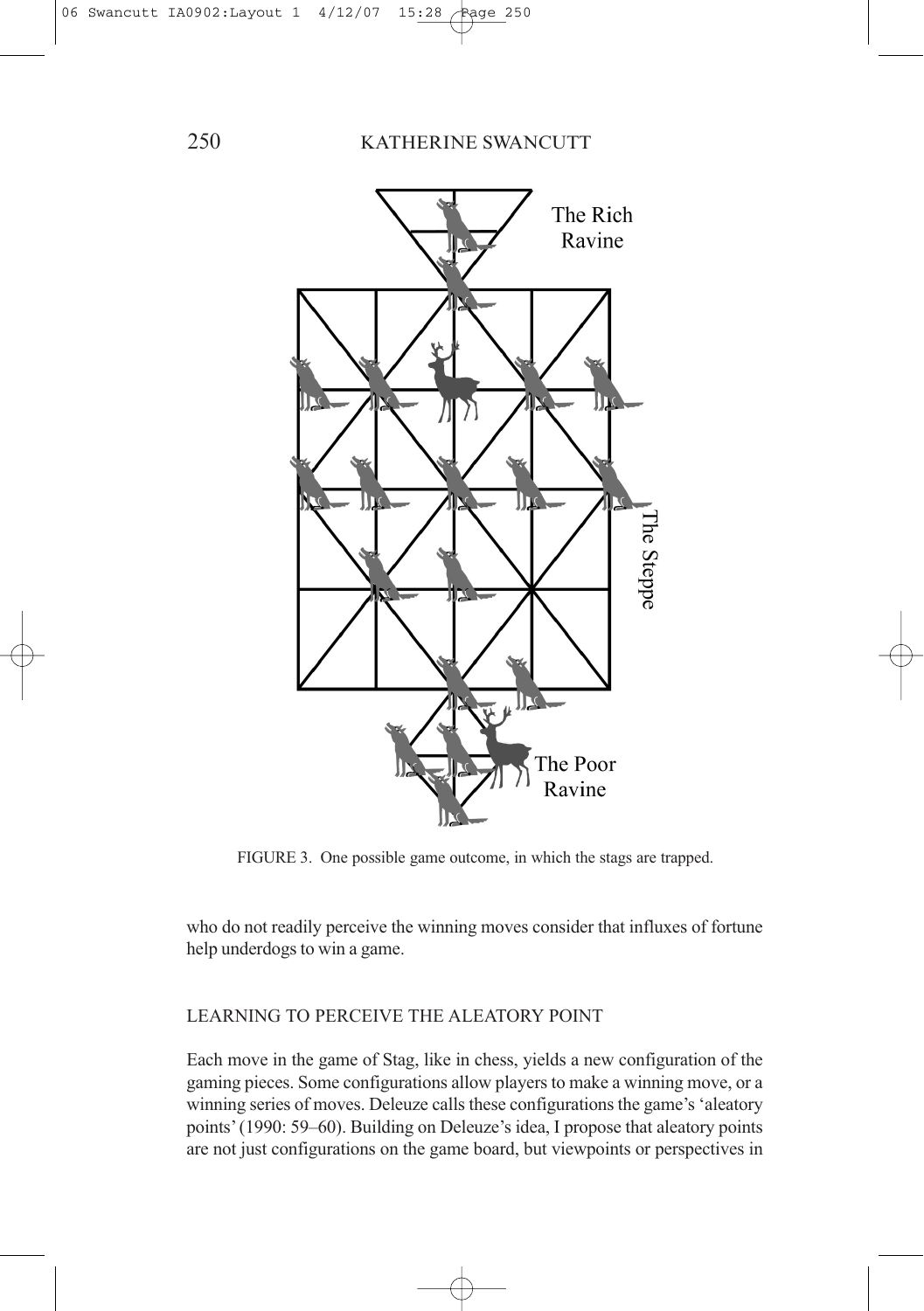The Rich Ravine

The Steppe

The Poor Ravine

FIGURE 3. One possible game outcome, in which the stags are trapped.

who do not readily perceive the winning moves consider that influxes of fortune help underdogs to win a game.

## LEARNING TO PERCEIVE THE ALEATORY POINT

Each move in the game of Stag, like in chess, yields a new configuration of the gaming pieces. Some configurations allow players to make a winning move, or a winning series of moves. Deleuze calls these configurations the game's 'aleatory points' (1990: 59–60). Building on Deleuze's idea, I propose that aleatory points are not just configurations on the game board, but viewpoints or perspectives in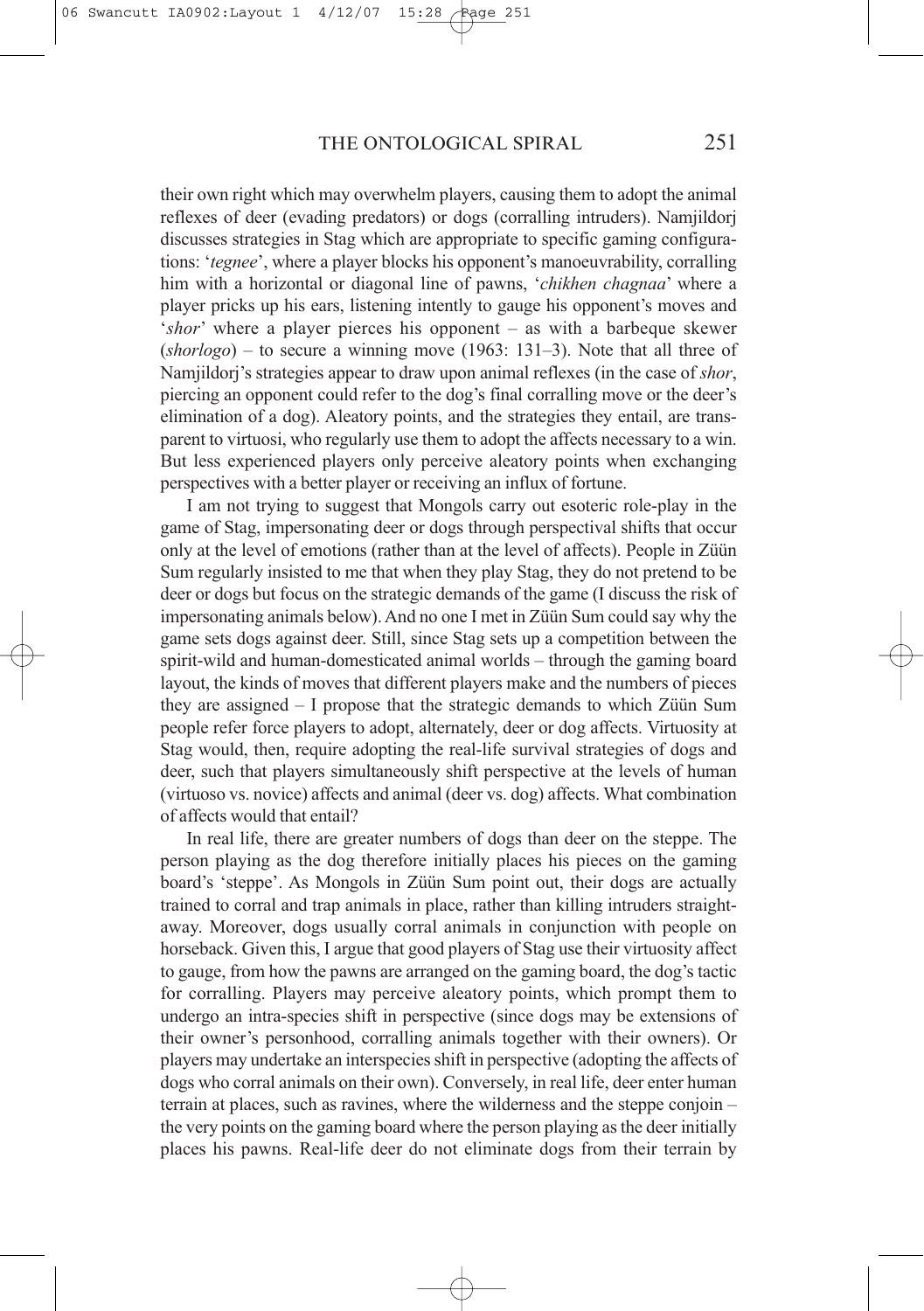their own right which may overwhelm players, causing them to adopt the animal reflexes of deer (evading predators) or dogs (corralling intruders). Namjildorj discusses strategies in Stag which are appropriate to specific gaming configurations: '*tegnee*', where a player blocks his opponent's manoeuvrability, corralling him with a horizontal or diagonal line of pawns, '*chikhen chagnaa*' where a player pricks up his ears, listening intently to gauge his opponent's moves and '*shor*' where a player pierces his opponent – as with a barbeque skewer (*shorlogo*) – to secure a winning move (1963: 131–3). Note that all three of Namjildorj's strategies appear to draw upon animal reflexes (in the case of *shor*, piercing an opponent could refer to the dog's final corralling move or the deer's elimination of a dog). Aleatory points, and the strategies they entail, are transparent to virtuosi, who regularly use them to adopt the affects necessary to a win. But less experienced players only perceive aleatory points when exchanging perspectives with a better player or receiving an influx of fortune.

I am not trying to suggest that Mongols carry out esoteric role-play in the game of Stag, impersonating deer or dogs through perspectival shifts that occur only at the level of emotions (rather than at the level of affects). People in Züün Sum regularly insisted to me that when they play Stag, they do not pretend to be deer or dogs but focus on the strategic demands of the game (I discuss the risk of impersonating animals below). And no one I met in Züün Sum could say why the game sets dogs against deer. Still, since Stag sets up a competition between the spirit-wild and human-domesticated animal worlds – through the gaming board layout, the kinds of moves that different players make and the numbers of pieces they are assigned – I propose that the strategic demands to which Züün Sum people refer force players to adopt, alternately, deer or dog affects. Virtuosity at Stag would, then, require adopting the real-life survival strategies of dogs and deer, such that players simultaneously shift perspective at the levels of human (virtuoso vs. novice) affects and animal (deer vs. dog) affects. What combination of affects would that entail?

In real life, there are greater numbers of dogs than deer on the steppe. The person playing as the dog therefore initially places his pieces on the gaming board's 'steppe'. As Mongols in Züün Sum point out, their dogs are actually trained to corral and trap animals in place, rather than killing intruders straightaway. Moreover, dogs usually corral animals in conjunction with people on horseback. Given this, I argue that good players of Stag use their virtuosity affect to gauge, from how the pawns are arranged on the gaming board, the dog's tactic for corralling. Players may perceive aleatory points, which prompt them to undergo an intra-species shift in perspective (since dogs may be extensions of their owner's personhood, corralling animals together with their owners). Or players may undertake an interspecies shift in perspective (adopting the affects of dogs who corral animals on their own). Conversely, in real life, deer enter human terrain at places, such as ravines, where the wilderness and the steppe conjoin – the very points on the gaming board where the person playing as the deer initially places his pawns. Real-life deer do not eliminate dogs from their terrain by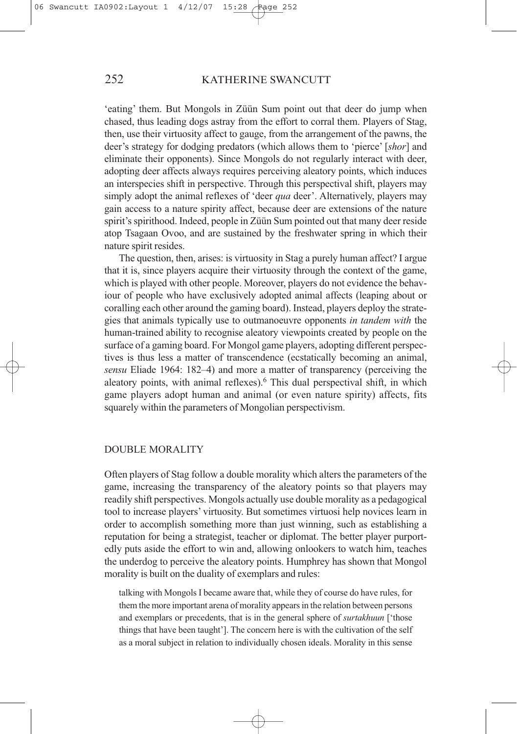'eating' them. But Mongols in Züün Sum point out that deer do jump when chased, thus leading dogs astray from the effort to corral them. Players of Stag, then, use their virtuosity affect to gauge, from the arrangement of the pawns, the deer's strategy for dodging predators (which allows them to 'pierce' [*shor*] and eliminate their opponents). Since Mongols do not regularly interact with deer, adopting deer affects always requires perceiving aleatory points, which induces an interspecies shift in perspective. Through this perspectival shift, players may simply adopt the animal reflexes of 'deer *qua* deer'. Alternatively, players may gain access to a nature spirity affect, because deer are extensions of the nature spirit's spirithood. Indeed, people in Züün Sum pointed out that many deer reside atop Tsagaan Ovoo, and are sustained by the freshwater spring in which their nature spirit resides.

The question, then, arises: is virtuosity in Stag a purely human affect? I argue that it is, since players acquire their virtuosity through the context of the game, which is played with other people. Moreover, players do not evidence the behaviour of people who have exclusively adopted animal affects (leaping about or corralling each other around the gaming board). Instead, players deploy the strategies that animals typically use to outmanoeuvre opponents *in tandem with* the human-trained ability to recognise aleatory viewpoints created by people on the surface of a gaming board. For Mongol game players, adopting different perspectives is thus less a matter of transcendence (ecstatically becoming an animal, *sensu* Eliade 1964: 182–4) and more a matter of transparency (perceiving the aleatory points, with animal reflexes).[6] This dual perspectival shift, in which game players adopt human and animal (or even nature spirity) affects, fits squarely within the parameters of Mongolian perspectivism.

## DOUBLE MORALITY

Often players of Stag follow a double morality which alters the parameters of the game, increasing the transparency of the aleatory points so that players may readily shift perspectives. Mongols actually use double morality as a pedagogical tool to increase players' virtuosity. But sometimes virtuosi help novices learn in order to accomplish something more than just winning, such as establishing a reputation for being a strategist, teacher or diplomat. The better player purportedly puts aside the effort to win and, allowing onlookers to watch him, teaches the underdog to perceive the aleatory points. Humphrey has shown that Mongol morality is built on the duality of exemplars and rules:

> talking with Mongols I became aware that, while they of course do have rules, for them the more important arena of morality appears in the relation between persons and exemplars or precedents, that is in the general sphere of *surtakhuun* ['those things that have been taught']. The concern here is with the cultivation of the self as a moral subject in relation to individually chosen ideals. Morality in this sense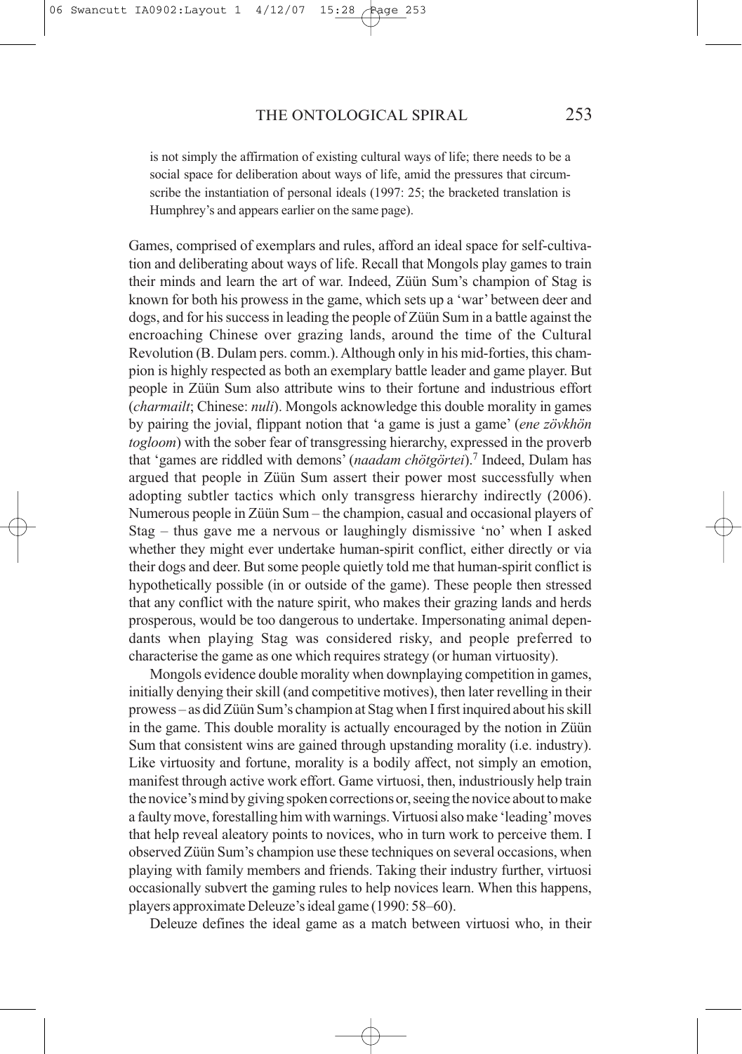is not simply the affirmation of existing cultural ways of life; there needs to be a social space for deliberation about ways of life, amid the pressures that circumscribe the instantiation of personal ideals (1997: 25; the bracketed translation is Humphrey's and appears earlier on the same page).

Games, comprised of exemplars and rules, afford an ideal space for self-cultivation and deliberating about ways of life. Recall that Mongols play games to train their minds and learn the art of war. Indeed, Züün Sum's champion of Stag is known for both his prowess in the game, which sets up a 'war' between deer and dogs, and for his success in leading the people of Züün Sum in a battle against the encroaching Chinese over grazing lands, around the time of the Cultural Revolution (B. Dulam pers. comm.). Although only in his mid-forties, this champion is highly respected as both an exemplary battle leader and game player. But people in Züün Sum also attribute wins to their fortune and industrious effort (*charmailt*; Chinese: *nuli*). Mongols acknowledge this double morality in games by pairing the jovial, flippant notion that 'a game is just a game' (*ene zövkhön togloom*) with the sober fear of transgressing hierarchy, expressed in the proverb that 'games are riddled with demons' (*naadam chötgörtei*).[7] Indeed, Dulam has argued that people in Züün Sum assert their power most successfully when adopting subtler tactics which only transgress hierarchy indirectly (2006). Numerous people in Züün Sum – the champion, casual and occasional players of Stag – thus gave me a nervous or laughingly dismissive 'no' when I asked whether they might ever undertake human-spirit conflict, either directly or via their dogs and deer. But some people quietly told me that human-spirit conflict is hypothetically possible (in or outside of the game). These people then stressed that any conflict with the nature spirit, who makes their grazing lands and herds prosperous, would be too dangerous to undertake. Impersonating animal dependants when playing Stag was considered risky, and people preferred to characterise the game as one which requires strategy (or human virtuosity).

Mongols evidence double morality when downplaying competition in games, initially denying their skill (and competitive motives), then later revelling in their prowess – as did Züün Sum's champion at Stag when I first inquired about his skill in the game. This double morality is actually encouraged by the notion in Züün Sum that consistent wins are gained through upstanding morality (i.e. industry). Like virtuosity and fortune, morality is a bodily affect, not simply an emotion, manifest through active work effort. Game virtuosi, then, industriously help train the novice's mind by giving spoken corrections or, seeing the novice about to make a faulty move, forestalling him with warnings. Virtuosi also make 'leading' moves that help reveal aleatory points to novices, who in turn work to perceive them. I observed Züün Sum's champion use these techniques on several occasions, when playing with family members and friends. Taking their industry further, virtuosi occasionally subvert the gaming rules to help novices learn. When this happens, players approximate Deleuze's ideal game (1990: 58–60).

Deleuze defines the ideal game as a match between virtuosi who, in their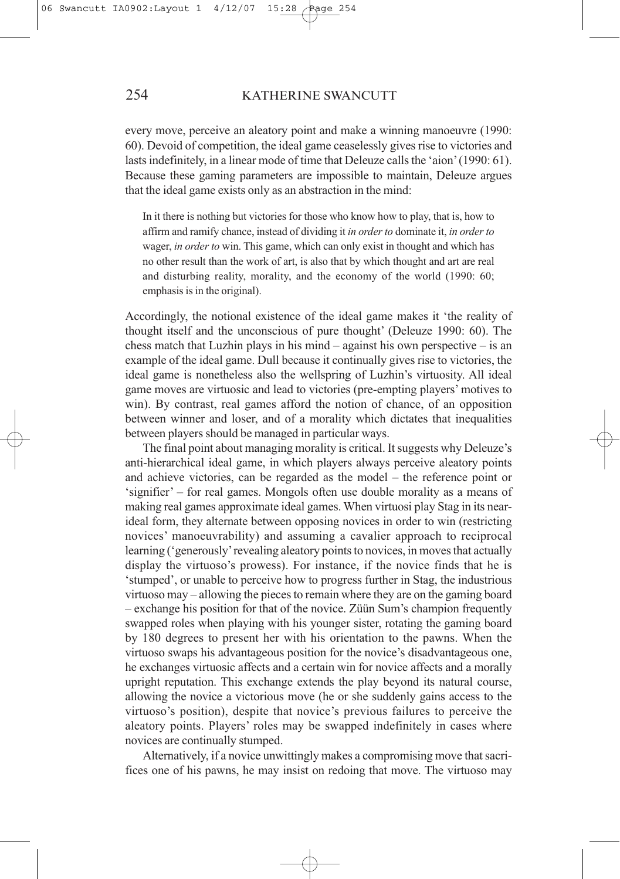every move, perceive an aleatory point and make a winning manoeuvre (1990: 60). Devoid of competition, the ideal game ceaselessly gives rise to victories and lasts indefinitely, in a linear mode of time that Deleuze calls the 'aion' (1990: 61). Because these gaming parameters are impossible to maintain, Deleuze argues that the ideal game exists only as an abstraction in the mind:

> In it there is nothing but victories for those who know how to play, that is, how to affirm and ramify chance, instead of dividing it *in order to* dominate it, *in order to* wager, *in order to* win. This game, which can only exist in thought and which has no other result than the work of art, is also that by which thought and art are real and disturbing reality, morality, and the economy of the world (1990: 60; emphasis is in the original).

Accordingly, the notional existence of the ideal game makes it 'the reality of thought itself and the unconscious of pure thought' (Deleuze 1990: 60). The chess match that Luzhin plays in his mind – against his own perspective – is an example of the ideal game. Dull because it continually gives rise to victories, the ideal game is nonetheless also the wellspring of Luzhin's virtuosity. All ideal game moves are virtuosic and lead to victories (pre-empting players' motives to win). By contrast, real games afford the notion of chance, of an opposition between winner and loser, and of a morality which dictates that inequalities between players should be managed in particular ways.

The final point about managing morality is critical. It suggests why Deleuze's anti-hierarchical ideal game, in which players always perceive aleatory points and achieve victories, can be regarded as the model – the reference point or 'signifier' – for real games. Mongols often use double morality as a means of making real games approximate ideal games. When virtuosi play Stag in its near-ideal form, they alternate between opposing novices in order to win (restricting novices' manoeuvrability) and assuming a cavalier approach to reciprocal learning ('generously' revealing aleatory points to novices, in moves that actually display the virtuoso's prowess). For instance, if the novice finds that he is 'stumped', or unable to perceive how to progress further in Stag, the industrious virtuoso may – allowing the pieces to remain where they are on the gaming board – exchange his position for that of the novice. Züün Sum's champion frequently swapped roles when playing with his younger sister, rotating the gaming board by 180 degrees to present her with his orientation to the pawns. When the virtuoso swaps his advantageous position for the novice's disadvantageous one, he exchanges virtuosic affects and a certain win for novice affects and a morally upright reputation. This exchange extends the play beyond its natural course, allowing the novice a victorious move (he or she suddenly gains access to the virtuoso's position), despite that novice's previous failures to perceive the aleatory points. Players' roles may be swapped indefinitely in cases where novices are continually stumped.

Alternatively, if a novice unwittingly makes a compromising move that sacrifices one of his pawns, he may insist on redoing that move. The virtuoso may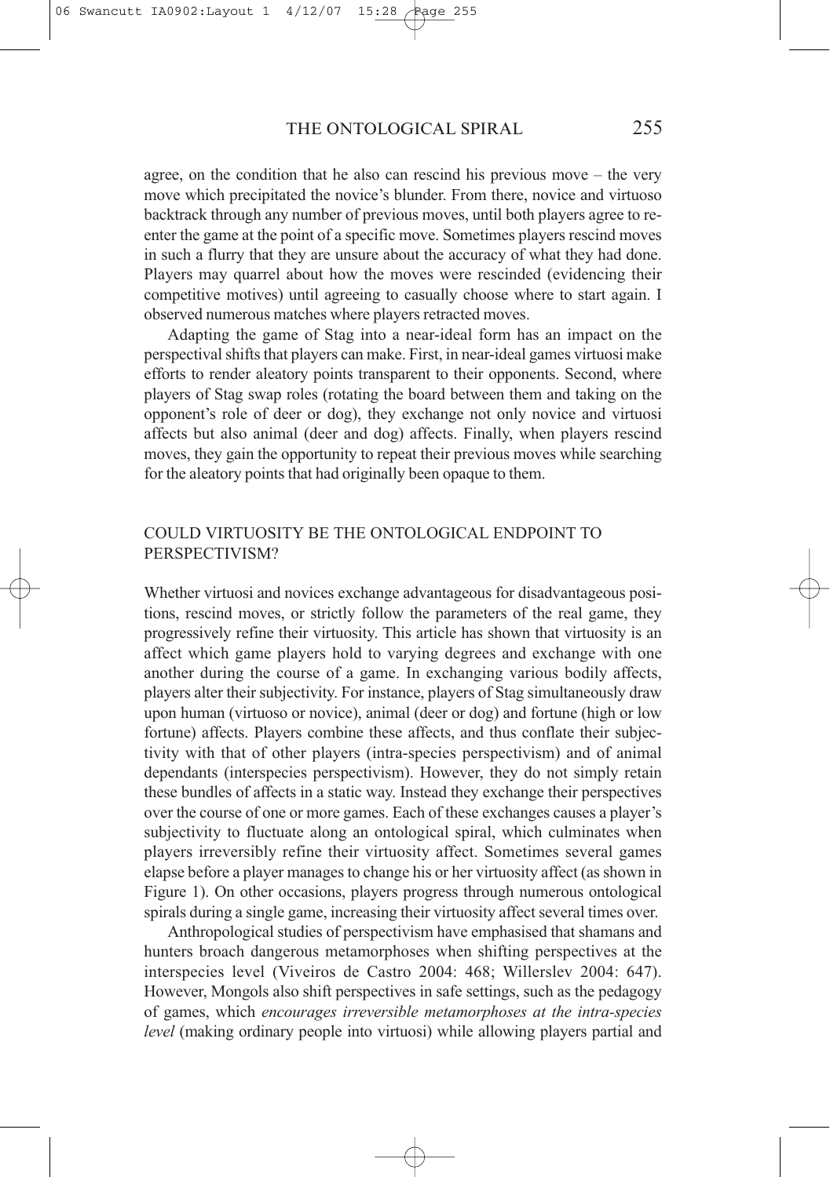agree, on the condition that he also can rescind his previous move – the very move which precipitated the novice's blunder. From there, novice and virtuoso backtrack through any number of previous moves, until both players agree to re-enter the game at the point of a specific move. Sometimes players rescind moves in such a flurry that they are unsure about the accuracy of what they had done. Players may quarrel about how the moves were rescinded (evidencing their competitive motives) until agreeing to casually choose where to start again. I observed numerous matches where players retracted moves.

Adapting the game of Stag into a near-ideal form has an impact on the perspectival shifts that players can make. First, in near-ideal games virtuosi make efforts to render aleatory points transparent to their opponents. Second, where players of Stag swap roles (rotating the board between them and taking on the opponent's role of deer or dog), they exchange not only novice and virtuosi affects but also animal (deer and dog) affects. Finally, when players rescind moves, they gain the opportunity to repeat their previous moves while searching for the aleatory points that had originally been opaque to them.

## COULD VIRTUOSITY BE THE ONTOLOGICAL ENDPOINT TO PERSPECTIVISM?

Whether virtuosi and novices exchange advantageous for disadvantageous positions, rescind moves, or strictly follow the parameters of the real game, they progressively refine their virtuosity. This article has shown that virtuosity is an affect which game players hold to varying degrees and exchange with one another during the course of a game. In exchanging various bodily affects, players alter their subjectivity. For instance, players of Stag simultaneously draw upon human (virtuoso or novice), animal (deer or dog) and fortune (high or low fortune) affects. Players combine these affects, and thus conflate their subjectivity with that of other players (intra-species perspectivism) and of animal dependants (interspecies perspectivism). However, they do not simply retain these bundles of affects in a static way. Instead they exchange their perspectives over the course of one or more games. Each of these exchanges causes a player's subjectivity to fluctuate along an ontological spiral, which culminates when players irreversibly refine their virtuosity affect. Sometimes several games elapse before a player manages to change his or her virtuosity affect (as shown in Figure 1). On other occasions, players progress through numerous ontological spirals during a single game, increasing their virtuosity affect several times over.

Anthropological studies of perspectivism have emphasised that shamans and hunters broach dangerous metamorphoses when shifting perspectives at the interspecies level (Viveiros de Castro 2004: 468; Willerslev 2004: 647). However, Mongols also shift perspectives in safe settings, such as the pedagogy of games, which *encourages irreversible metamorphoses at the intra-species level* (making ordinary people into virtuosi) while allowing players partial and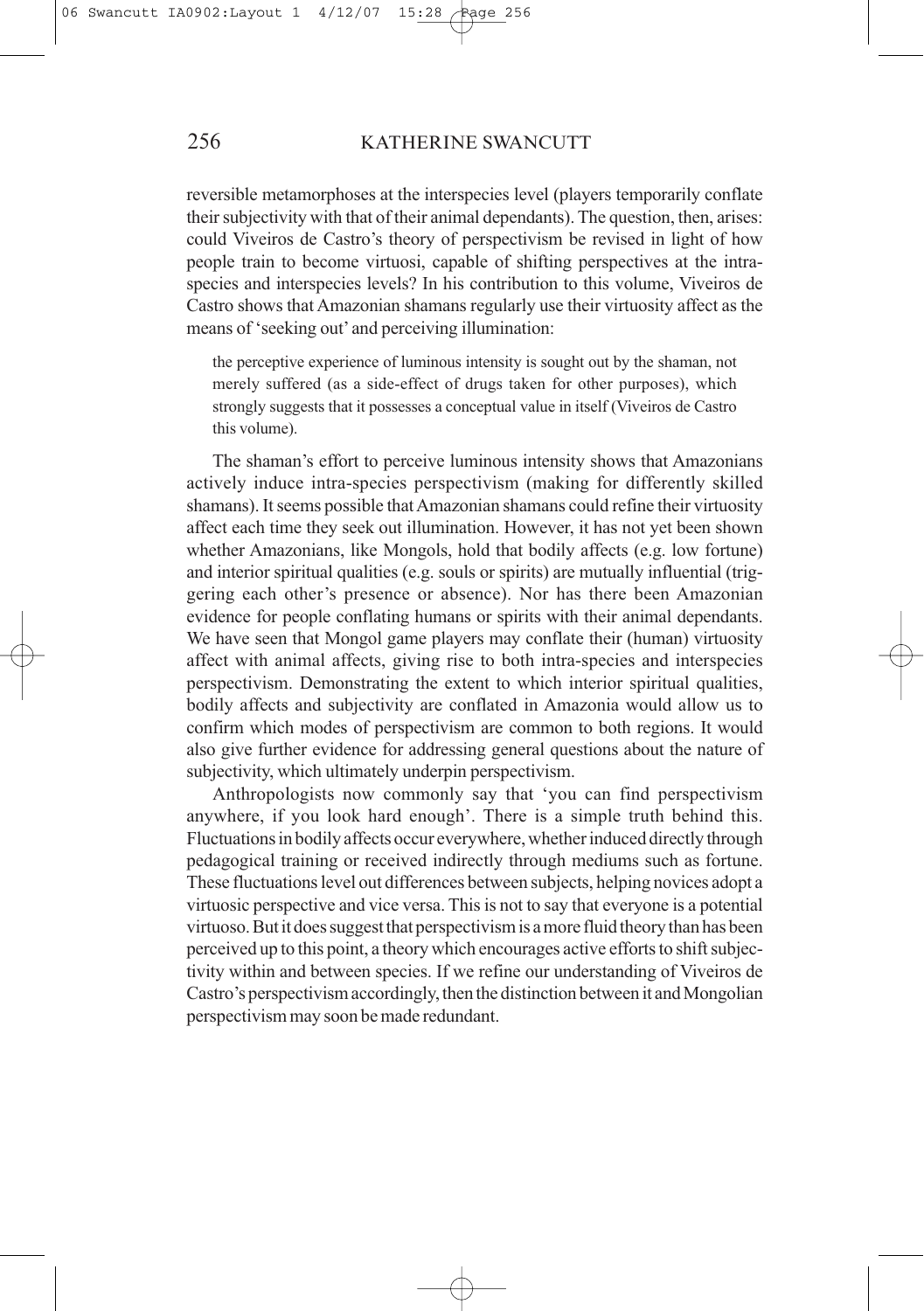reversible metamorphoses at the interspecies level (players temporarily conflate their subjectivity with that of their animal dependants). The question, then, arises: could Viveiros de Castro's theory of perspectivism be revised in light of how people train to become virtuosi, capable of shifting perspectives at the intra-species and interspecies levels? In his contribution to this volume, Viveiros de Castro shows that Amazonian shamans regularly use their virtuosity affect as the means of 'seeking out' and perceiving illumination:

> the perceptive experience of luminous intensity is sought out by the shaman, not merely suffered (as a side-effect of drugs taken for other purposes), which strongly suggests that it possesses a conceptual value in itself (Viveiros de Castro this volume).

The shaman's effort to perceive luminous intensity shows that Amazonians actively induce intra-species perspectivism (making for differently skilled shamans). It seems possible that Amazonian shamans could refine their virtuosity affect each time they seek out illumination. However, it has not yet been shown whether Amazonians, like Mongols, hold that bodily affects (e.g. low fortune) and interior spiritual qualities (e.g. souls or spirits) are mutually influential (triggering each other's presence or absence). Nor has there been Amazonian evidence for people conflating humans or spirits with their animal dependants. We have seen that Mongol game players may conflate their (human) virtuosity affect with animal affects, giving rise to both intra-species and interspecies perspectivism. Demonstrating the extent to which interior spiritual qualities, bodily affects and subjectivity are conflated in Amazonia would allow us to confirm which modes of perspectivism are common to both regions. It would also give further evidence for addressing general questions about the nature of subjectivity, which ultimately underpin perspectivism.

Anthropologists now commonly say that 'you can find perspectivism anywhere, if you look hard enough'. There is a simple truth behind this. Fluctuations in bodily affects occur everywhere, whether induced directly through pedagogical training or received indirectly through mediums such as fortune. These fluctuations level out differences between subjects, helping novices adopt a virtuosic perspective and vice versa. This is not to say that everyone is a potential virtuoso. But it does suggest that perspectivism is a more fluid theory than has been perceived up to this point, a theory which encourages active efforts to shift subjectivity within and between species. If we refine our understanding of Viveiros de Castro's perspectivism accordingly, then the distinction between it and Mongolian perspectivism may soon be made redundant.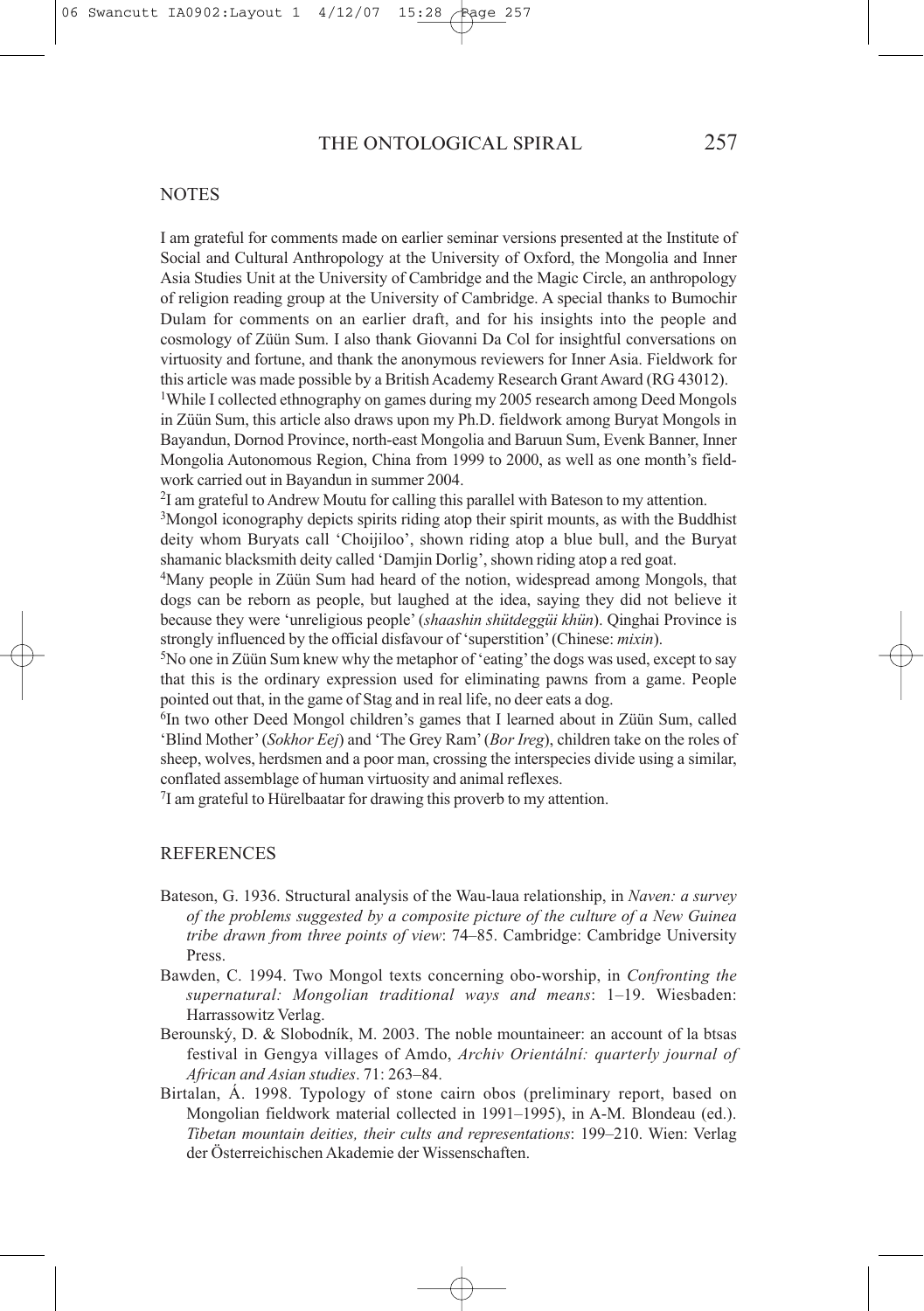## NOTES

I am grateful for comments made on earlier seminar versions presented at the Institute of Social and Cultural Anthropology at the University of Oxford, the Mongolia and Inner Asia Studies Unit at the University of Cambridge and the Magic Circle, an anthropology of religion reading group at the University of Cambridge. A special thanks to Bumochir Dulam for comments on an earlier draft, and for his insights into the people and cosmology of Züün Sum. I also thank Giovanni Da Col for insightful conversations on virtuosity and fortune, and thank the anonymous reviewers for Inner Asia. Fieldwork for this article was made possible by a British Academy Research Grant Award (RG 43012).

[1]While I collected ethnography on games during my 2005 research among Deed Mongols in Züün Sum, this article also draws upon my Ph.D. fieldwork among Buryat Mongols in Bayandun, Dornod Province, north-east Mongolia and Baruun Sum, Evenk Banner, Inner Mongolia Autonomous Region, China from 1999 to 2000, as well as one month's fieldwork carried out in Bayandun in summer 2004.

[2]I am grateful to Andrew Moutu for calling this parallel with Bateson to my attention.

[3]Mongol iconography depicts spirits riding atop their spirit mounts, as with the Buddhist deity whom Buryats call 'Choijiloo', shown riding atop a blue bull, and the Buryat shamanic blacksmith deity called 'Damjin Dorlig', shown riding atop a red goat.

[4]Many people in Züün Sum had heard of the notion, widespread among Mongols, that dogs can be reborn as people, but laughed at the idea, saying they did not believe it because they were 'unreligious people' (*shaashin shütdeggüi khün*). Qinghai Province is strongly influenced by the official disfavour of 'superstition' (Chinese: *mixin*).

[5]No one in Züün Sum knew why the metaphor of 'eating' the dogs was used, except to say that this is the ordinary expression used for eliminating pawns from a game. People pointed out that, in the game of Stag and in real life, no deer eats a dog.

[6]In two other Deed Mongol children's games that I learned about in Züün Sum, called 'Blind Mother' (*Sokhor Eej*) and 'The Grey Ram' (*Bor Ireg*), children take on the roles of sheep, wolves, herdsmen and a poor man, crossing the interspecies divide using a similar, conflated assemblage of human virtuosity and animal reflexes.

[7]I am grateful to Hürelbaatar for drawing this proverb to my attention.

## REFERENCES

Bateson, G. 1936. Structural analysis of the Wau-laua relationship, in *Naven: a survey of the problems suggested by a composite picture of the culture of a New Guinea tribe drawn from three points of view*: 74–85. Cambridge: Cambridge University Press.

Bawden, C. 1994. Two Mongol texts concerning obo-worship, in *Confronting the supernatural: Mongolian traditional ways and means*: 1–19. Wiesbaden: Harrassowitz Verlag.

Berounský, D. & Slobodník, M. 2003. The noble mountaineer: an account of la btsas festival in Gengya villages of Amdo, *Archiv Orientální: quarterly journal of African and Asian studies*. 71: 263–84.

Birtalan, Á. 1998. Typology of stone cairn obos (preliminary report, based on Mongolian fieldwork material collected in 1991–1995), in A-M. Blondeau (ed.). *Tibetan mountain deities, their cults and representations*: 199–210. Wien: Verlag der Österreichischen Akademie der Wissenschaften.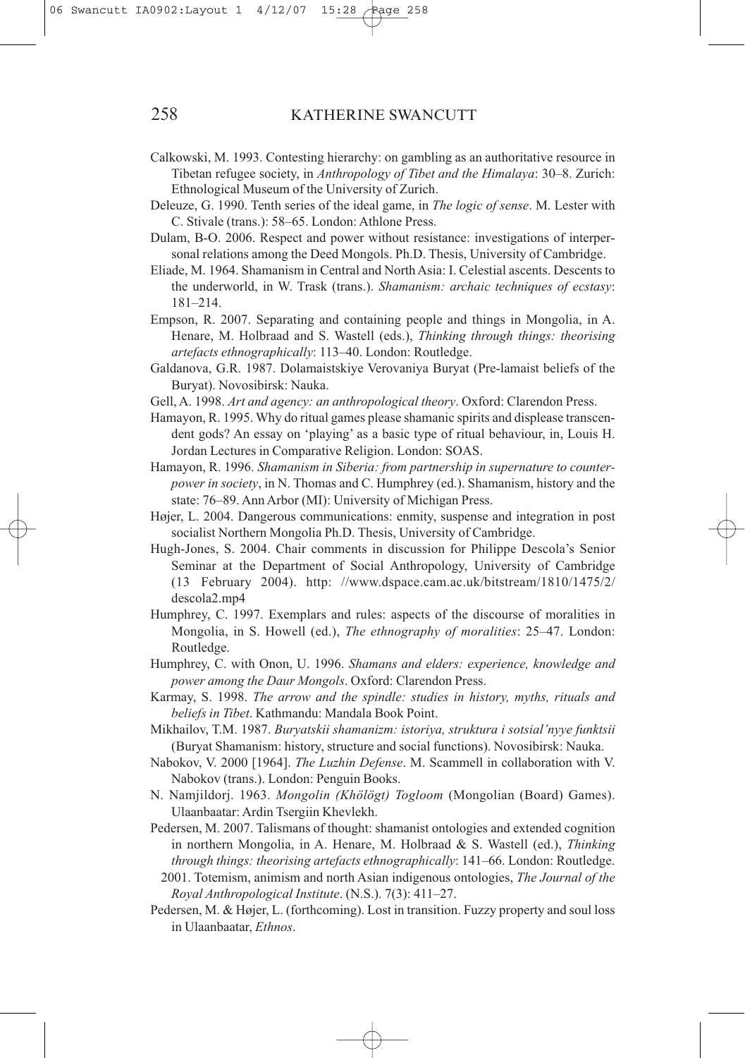Calkowski, M. 1993. Contesting hierarchy: on gambling as an authoritative resource in Tibetan refugee society, in *Anthropology of Tibet and the Himalaya*: 30–8. Zurich: Ethnological Museum of the University of Zurich.

Deleuze, G. 1990. Tenth series of the ideal game, in *The logic of sense*. M. Lester with C. Stivale (trans.): 58–65. London: Athlone Press.

Dulam, B-O. 2006. Respect and power without resistance: investigations of interpersonal relations among the Deed Mongols. Ph.D. Thesis, University of Cambridge.

Eliade, M. 1964. Shamanism in Central and North Asia: I. Celestial ascents. Descents to the underworld, in W. Trask (trans.). *Shamanism: archaic techniques of ecstasy*: 181–214.

Empson, R. 2007. Separating and containing people and things in Mongolia, in A. Henare, M. Holbraad and S. Wastell (eds.), *Thinking through things: theorising artefacts ethnographically*: 113–40. London: Routledge.

Galdanova, G.R. 1987. Dolamaistskiye Verovaniya Buryat (Pre-lamaist beliefs of the Buryat). Novosibirsk: Nauka.

Gell, A. 1998. *Art and agency: an anthropological theory*. Oxford: Clarendon Press.

Hamayon, R. 1995. Why do ritual games please shamanic spirits and displease transcendent gods? An essay on 'playing' as a basic type of ritual behaviour, in, Louis H. Jordan Lectures in Comparative Religion. London: SOAS.

Hamayon, R. 1996. *Shamanism in Siberia: from partnership in supernature to counterpower in society*, in N. Thomas and C. Humphrey (ed.). Shamanism, history and the state: 76–89. Ann Arbor (MI): University of Michigan Press.

Højer, L. 2004. Dangerous communications: enmity, suspense and integration in post socialist Northern Mongolia Ph.D. Thesis, University of Cambridge.

Hugh-Jones, S. 2004. Chair comments in discussion for Philippe Descola's Senior Seminar at the Department of Social Anthropology, University of Cambridge (13 February 2004). http: //www.dspace.cam.ac.uk/bitstream/1810/1475/2/descola2.mp4

Humphrey, C. 1997. Exemplars and rules: aspects of the discourse of moralities in Mongolia, in S. Howell (ed.), *The ethnography of moralities*: 25–47. London: Routledge.

Humphrey, C. with Onon, U. 1996. *Shamans and elders: experience, knowledge and power among the Daur Mongols*. Oxford: Clarendon Press.

Karmay, S. 1998. *The arrow and the spindle: studies in history, myths, rituals and beliefs in Tibet*. Kathmandu: Mandala Book Point.

Mikhailov, T.M. 1987. *Buryatskii shamanizm: istoriya, struktura i sotsial'nyye funktsii* (Buryat Shamanism: history, structure and social functions). Novosibirsk: Nauka.

Nabokov, V. 2000 [1964]. *The Luzhin Defense*. M. Scammell in collaboration with V. Nabokov (trans.). London: Penguin Books.

N. Namjildorj. 1963. *Mongolin (Khölögt) Togloom* (Mongolian (Board) Games). Ulaanbaatar: Ardin Tsergiin Khevlekh.

Pedersen, M. 2007. Talismans of thought: shamanist ontologies and extended cognition in northern Mongolia, in A. Henare, M. Holbraad & S. Wastell (ed.), *Thinking through things: theorising artefacts ethnographically*: 141–66. London: Routledge.

2001. Totemism, animism and north Asian indigenous ontologies, *The Journal of the Royal Anthropological Institute*. (N.S.). 7(3): 411–27.

Pedersen, M. & Højer, L. (forthcoming). Lost in transition. Fuzzy property and soul loss in Ulaanbaatar, *Ethnos*.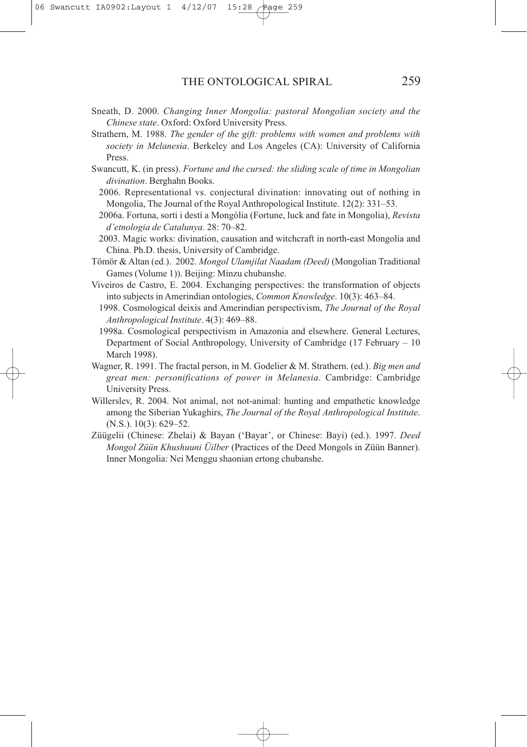Sneath, D. 2000. *Changing Inner Mongolia: pastoral Mongolian society and the Chinese state*. Oxford: Oxford University Press.

Strathern, M. 1988. *The gender of the gift: problems with women and problems with society in Melanesia*. Berkeley and Los Angeles (CA): University of California Press.

Swancutt, K. (in press). *Fortune and the cursed: the sliding scale of time in Mongolian divination*. Berghahn Books.

2006. Representational vs. conjectural divination: innovating out of nothing in Mongolia, The Journal of the Royal Anthropological Institute. 12(2): 331–53.

2006a. Fortuna, sorti i destí a Mongòlia (Fortune, luck and fate in Mongolia), *Revista d'etnologia de Catalunya*. 28: 70–82.

2003. Magic works: divination, causation and witchcraft in north-east Mongolia and China. Ph.D. thesis, University of Cambridge.

Tömör & Altan (ed.). 2002. *Mongol Ulamjilat Naadam (Deed)* (Mongolian Traditional Games (Volume 1)). Beijing: Minzu chubanshe.

Viveiros de Castro, E. 2004. Exchanging perspectives: the transformation of objects into subjects in Amerindian ontologies, *Common Knowledge*. 10(3): 463–84.

1998. Cosmological deixis and Amerindian perspectivism, *The Journal of the Royal Anthropological Institute*. 4(3): 469–88.

1998a. Cosmological perspectivism in Amazonia and elsewhere. General Lectures, Department of Social Anthropology, University of Cambridge (17 February – 10 March 1998).

Wagner, R. 1991. The fractal person, in M. Godelier & M. Strathern. (ed.). *Big men and great men: personifications of power in Melanesia*. Cambridge: Cambridge University Press.

Willerslev, R. 2004. Not animal, not not-animal: hunting and empathetic knowledge among the Siberian Yukaghirs, *The Journal of the Royal Anthropological Institute*. (N.S.). 10(3): 629–52.

Züügelii (Chinese: Zhelai) & Bayan ('Bayar', or Chinese: Bayi) (ed.). 1997. *Deed Mongol Züün Khushuuni Üilber* (Practices of the Deed Mongols in Züün Banner). Inner Mongolia: Nei Menggu shaonian ertong chubanshe.